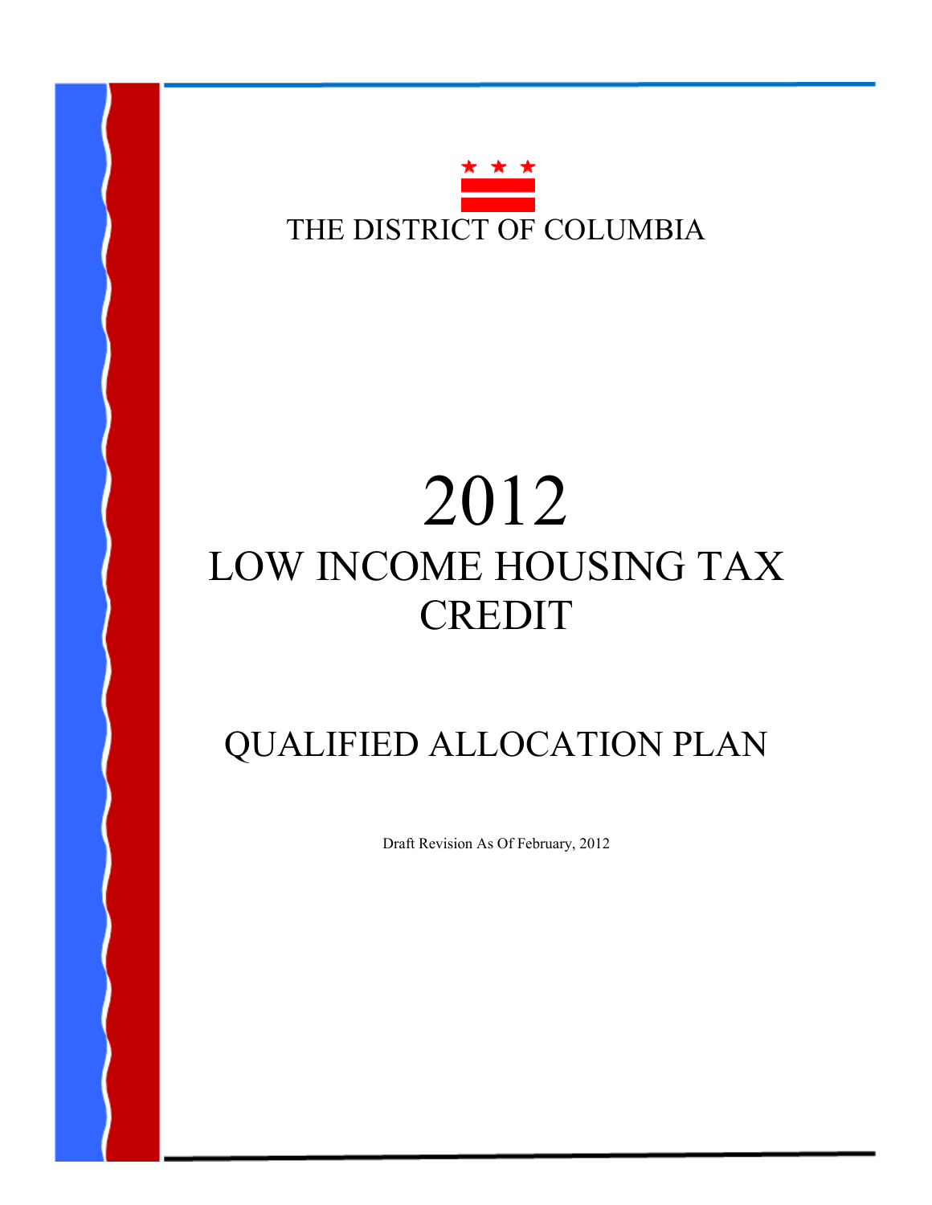THE DISTRICT OF COLUMBIA

# 2012

# LOW INCOME HOUSING TAX CREDIT

# QUALIFIED ALLOCATION PLAN

Draft Revision As Of February, 2012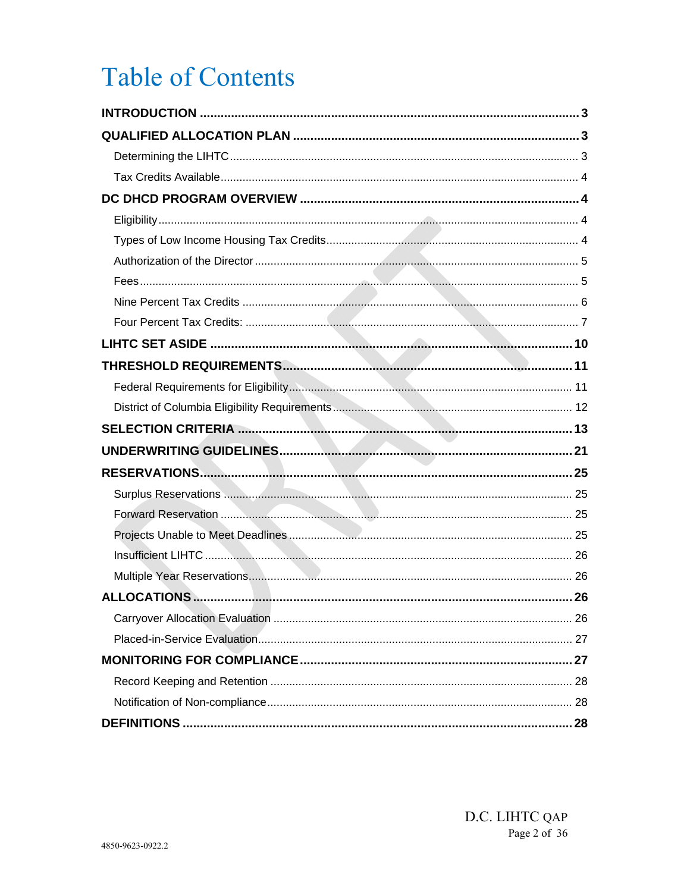# Table of Contents

**INTRODUCTION** ..... **3**

**QUALIFIED ALLOCATION PLAN** ..... **3**

- Determining the LIHTC ..... 3
- Tax Credits Available ..... 4

**DC DHCD PROGRAM OVERVIEW** ..... **4**

- Eligibility ..... 4
- Types of Low Income Housing Tax Credits ..... 4
- Authorization of the Director ..... 5
- Fees ..... 5
- Nine Percent Tax Credits ..... 6
- Four Percent Tax Credits: ..... 7

**LIHTC SET ASIDE** ..... **10**

**THRESHOLD REQUIREMENTS** ..... **11**

- Federal Requirements for Eligibility ..... 11
- District of Columbia Eligibility Requirements ..... 12

**SELECTION CRITERIA** ..... **13**

**UNDERWRITING GUIDELINES** ..... **21**

**RESERVATIONS** ..... **25**

- Surplus Reservations ..... 25
- Forward Reservation ..... 25
- Projects Unable to Meet Deadlines ..... 25
- Insufficient LIHTC ..... 26
- Multiple Year Reservations ..... 26

**ALLOCATIONS** ..... **26**

- Carryover Allocation Evaluation ..... 26
- Placed-in-Service Evaluation ..... 27

**MONITORING FOR COMPLIANCE** ..... **27**

- Record Keeping and Retention ..... 28
- Notification of Non-compliance ..... 28

**DEFINITIONS** ..... **28**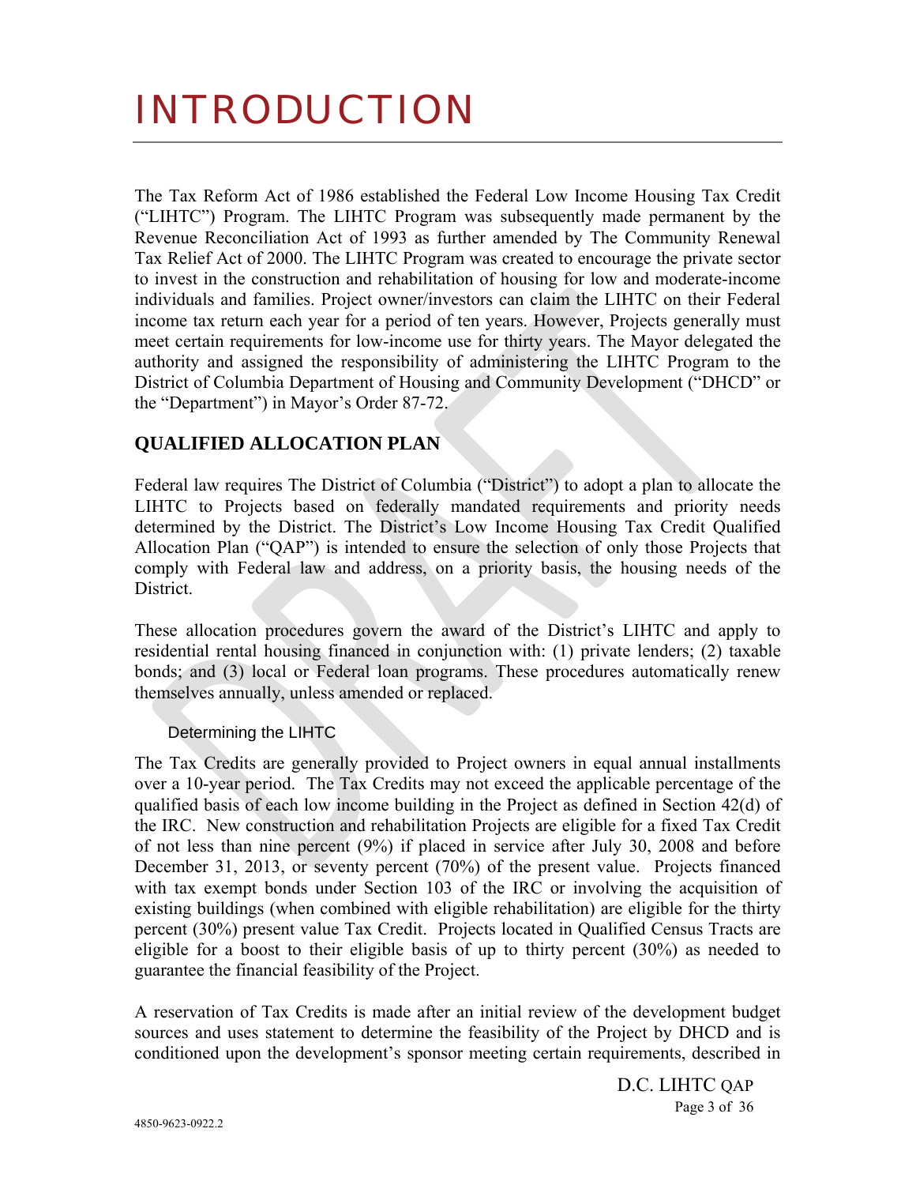# INTRODUCTION

The Tax Reform Act of 1986 established the Federal Low Income Housing Tax Credit ("LIHTC") Program. The LIHTC Program was subsequently made permanent by the Revenue Reconciliation Act of 1993 as further amended by The Community Renewal Tax Relief Act of 2000. The LIHTC Program was created to encourage the private sector to invest in the construction and rehabilitation of housing for low and moderate-income individuals and families. Project owner/investors can claim the LIHTC on their Federal income tax return each year for a period of ten years. However, Projects generally must meet certain requirements for low-income use for thirty years. The Mayor delegated the authority and assigned the responsibility of administering the LIHTC Program to the District of Columbia Department of Housing and Community Development ("DHCD" or the "Department") in Mayor's Order 87-72.

## QUALIFIED ALLOCATION PLAN

Federal law requires The District of Columbia ("District") to adopt a plan to allocate the LIHTC to Projects based on federally mandated requirements and priority needs determined by the District. The District's Low Income Housing Tax Credit Qualified Allocation Plan ("QAP") is intended to ensure the selection of only those Projects that comply with Federal law and address, on a priority basis, the housing needs of the District.

These allocation procedures govern the award of the District's LIHTC and apply to residential rental housing financed in conjunction with: (1) private lenders; (2) taxable bonds; and (3) local or Federal loan programs. These procedures automatically renew themselves annually, unless amended or replaced.

### Determining the LIHTC

The Tax Credits are generally provided to Project owners in equal annual installments over a 10-year period. The Tax Credits may not exceed the applicable percentage of the qualified basis of each low income building in the Project as defined in Section 42(d) of the IRC. New construction and rehabilitation Projects are eligible for a fixed Tax Credit of not less than nine percent (9%) if placed in service after July 30, 2008 and before December 31, 2013, or seventy percent (70%) of the present value. Projects financed with tax exempt bonds under Section 103 of the IRC or involving the acquisition of existing buildings (when combined with eligible rehabilitation) are eligible for the thirty percent (30%) present value Tax Credit. Projects located in Qualified Census Tracts are eligible for a boost to their eligible basis of up to thirty percent (30%) as needed to guarantee the financial feasibility of the Project.

A reservation of Tax Credits is made after an initial review of the development budget sources and uses statement to determine the feasibility of the Project by DHCD and is conditioned upon the development's sponsor meeting certain requirements, described in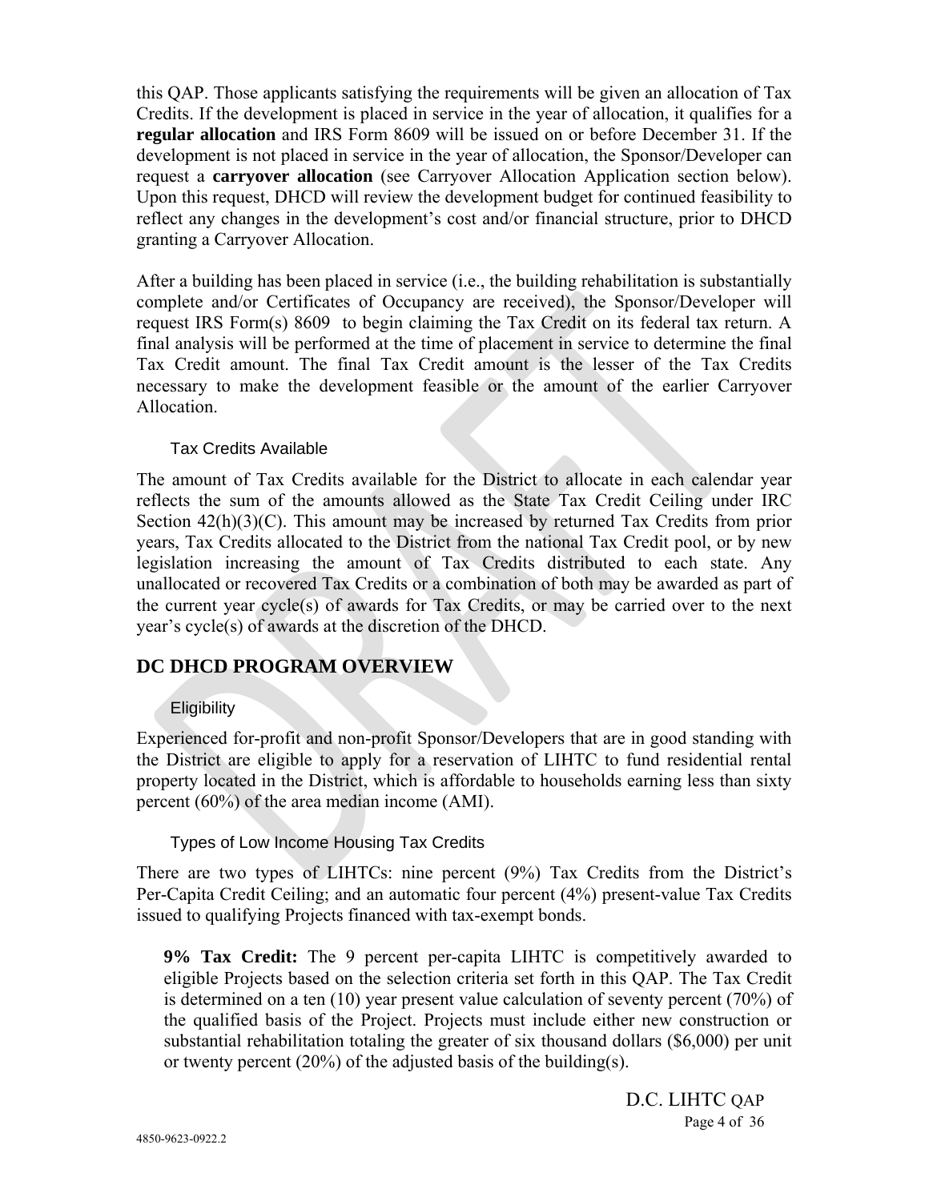this QAP. Those applicants satisfying the requirements will be given an allocation of Tax Credits. If the development is placed in service in the year of allocation, it qualifies for a **regular allocation** and IRS Form 8609 will be issued on or before December 31. If the development is not placed in service in the year of allocation, the Sponsor/Developer can request a **carryover allocation** (see Carryover Allocation Application section below). Upon this request, DHCD will review the development budget for continued feasibility to reflect any changes in the development's cost and/or financial structure, prior to DHCD granting a Carryover Allocation.

After a building has been placed in service (i.e., the building rehabilitation is substantially complete and/or Certificates of Occupancy are received), the Sponsor/Developer will request IRS Form(s) 8609 to begin claiming the Tax Credit on its federal tax return. A final analysis will be performed at the time of placement in service to determine the final Tax Credit amount. The final Tax Credit amount is the lesser of the Tax Credits necessary to make the development feasible or the amount of the earlier Carryover Allocation.

### Tax Credits Available

The amount of Tax Credits available for the District to allocate in each calendar year reflects the sum of the amounts allowed as the State Tax Credit Ceiling under IRC Section 42(h)(3)(C). This amount may be increased by returned Tax Credits from prior years, Tax Credits allocated to the District from the national Tax Credit pool, or by new legislation increasing the amount of Tax Credits distributed to each state. Any unallocated or recovered Tax Credits or a combination of both may be awarded as part of the current year cycle(s) of awards for Tax Credits, or may be carried over to the next year's cycle(s) of awards at the discretion of the DHCD.

## DC DHCD PROGRAM OVERVIEW

### Eligibility

Experienced for-profit and non-profit Sponsor/Developers that are in good standing with the District are eligible to apply for a reservation of LIHTC to fund residential rental property located in the District, which is affordable to households earning less than sixty percent (60%) of the area median income (AMI).

### Types of Low Income Housing Tax Credits

There are two types of LIHTCs: nine percent (9%) Tax Credits from the District's Per-Capita Credit Ceiling; and an automatic four percent (4%) present-value Tax Credits issued to qualifying Projects financed with tax-exempt bonds.

**9% Tax Credit:** The 9 percent per-capita LIHTC is competitively awarded to eligible Projects based on the selection criteria set forth in this QAP. The Tax Credit is determined on a ten (10) year present value calculation of seventy percent (70%) of the qualified basis of the Project. Projects must include either new construction or substantial rehabilitation totaling the greater of six thousand dollars ($6,000) per unit or twenty percent (20%) of the adjusted basis of the building(s).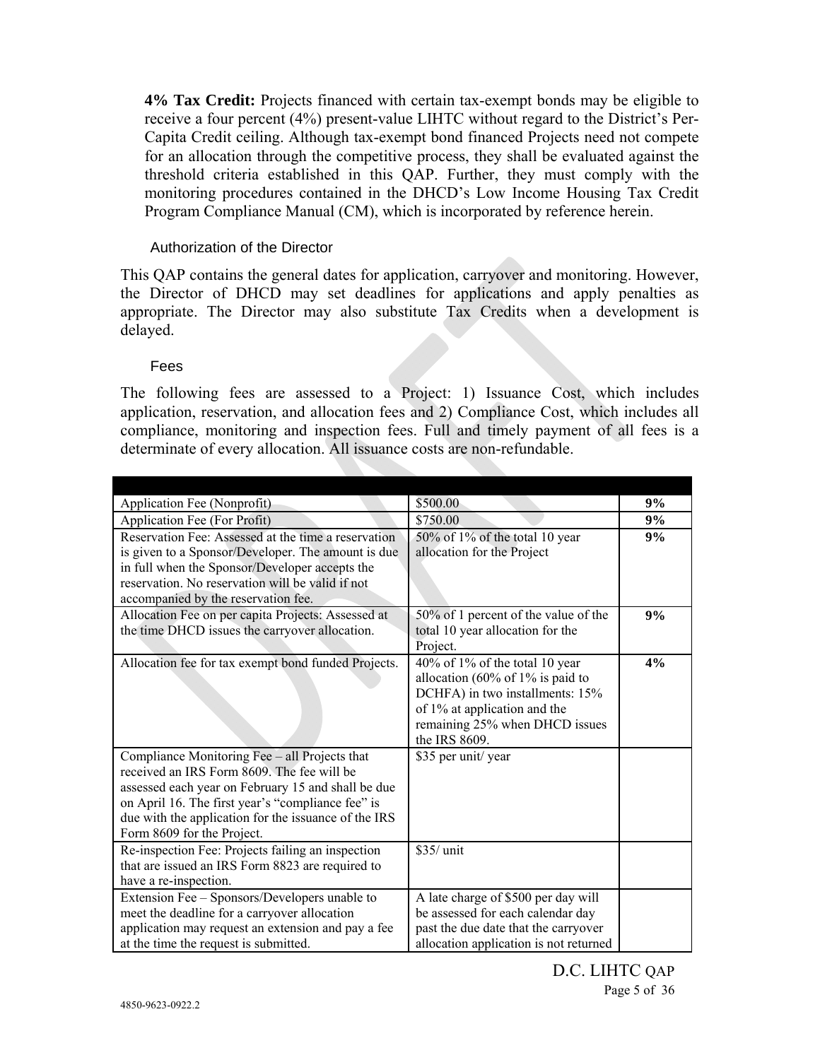**4% Tax Credit:** Projects financed with certain tax-exempt bonds may be eligible to receive a four percent (4%) present-value LIHTC without regard to the District's Per-Capita Credit ceiling. Although tax-exempt bond financed Projects need not compete for an allocation through the competitive process, they shall be evaluated against the threshold criteria established in this QAP. Further, they must comply with the monitoring procedures contained in the DHCD's Low Income Housing Tax Credit Program Compliance Manual (CM), which is incorporated by reference herein.

### Authorization of the Director

This QAP contains the general dates for application, carryover and monitoring. However, the Director of DHCD may set deadlines for applications and apply penalties as appropriate. The Director may also substitute Tax Credits when a development is delayed.

### Fees

The following fees are assessed to a Project: 1) Issuance Cost, which includes application, reservation, and allocation fees and 2) Compliance Cost, which includes all compliance, monitoring and inspection fees. Full and timely payment of all fees is a determinate of every allocation. All issuance costs are non-refundable.

| | | |
|---|---|---|
| Application Fee (Nonprofit) | $500.00 | **9%** |
| Application Fee (For Profit) | $750.00 | **9%** |
| Reservation Fee: Assessed at the time a reservation is given to a Sponsor/Developer. The amount is due in full when the Sponsor/Developer accepts the reservation. No reservation will be valid if not accompanied by the reservation fee. | 50% of 1% of the total 10 year allocation for the Project | **9%** |
| Allocation Fee on per capita Projects: Assessed at the time DHCD issues the carryover allocation. | 50% of 1 percent of the value of the total 10 year allocation for the Project. | **9%** |
| Allocation fee for tax exempt bond funded Projects. | 40% of 1% of the total 10 year allocation (60% of 1% is paid to DCHFA) in two installments: 15% of 1% at application and the remaining 25% when DHCD issues the IRS 8609. | **4%** |
| Compliance Monitoring Fee – all Projects that received an IRS Form 8609. The fee will be assessed each year on February 15 and shall be due on April 16. The first year's "compliance fee" is due with the application for the issuance of the IRS Form 8609 for the Project. | $35 per unit/ year | |
| Re-inspection Fee: Projects failing an inspection that are issued an IRS Form 8823 are required to have a re-inspection. | $35/ unit | |
| Extension Fee – Sponsors/Developers unable to meet the deadline for a carryover allocation application may request an extension and pay a fee at the time the request is submitted. | A late charge of $500 per day will be assessed for each calendar day past the due date that the carryover allocation application is not returned | |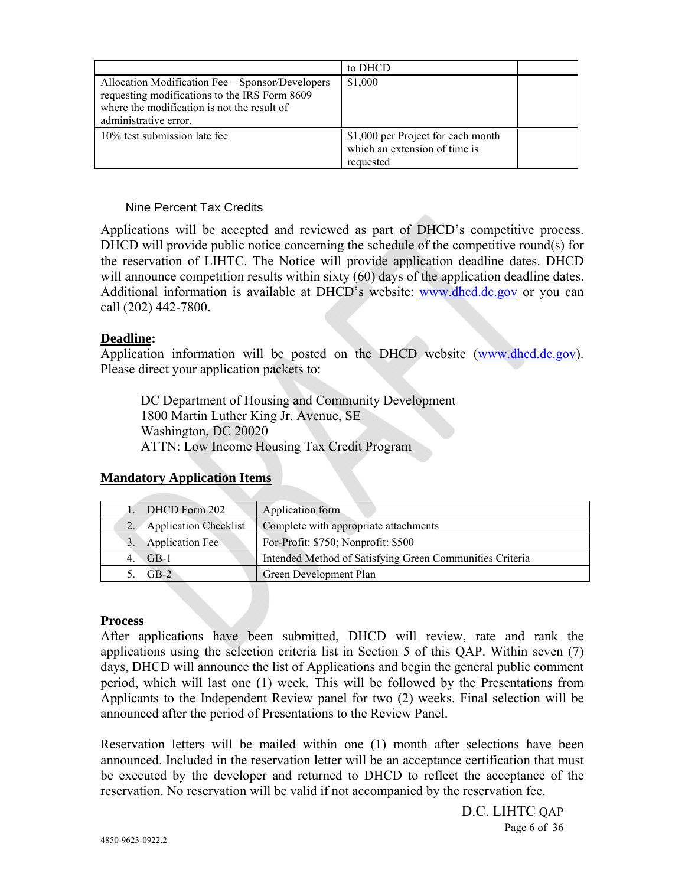|  | to DHCD |  |
|---|---|---|
| Allocation Modification Fee – Sponsor/Developers requesting modifications to the IRS Form 8609 where the modification is not the result of administrative error. | $1,000 |  |
| 10% test submission late fee | $1,000 per Project for each month which an extension of time is requested |  |

### Nine Percent Tax Credits

Applications will be accepted and reviewed as part of DHCD's competitive process. DHCD will provide public notice concerning the schedule of the competitive round(s) for the reservation of LIHTC. The Notice will provide application deadline dates. DHCD will announce competition results within sixty (60) days of the application deadline dates. Additional information is available at DHCD's website: [www.dhcd.dc.gov](http://www.dhcd.dc.gov) or you can call (202) 442-7800.

**Deadline:**
Application information will be posted on the DHCD website ([www.dhcd.dc.gov](http://www.dhcd.dc.gov)). Please direct your application packets to:

> DC Department of Housing and Community Development
> 1800 Martin Luther King Jr. Avenue, SE
> Washington, DC 20020
> ATTN: Low Income Housing Tax Credit Program

**Mandatory Application Items**

| Item | Description |
|---|---|
| 1. DHCD Form 202 | Application form |
| 2. Application Checklist | Complete with appropriate attachments |
| 3. Application Fee | For-Profit: $750; Nonprofit: $500 |
| 4. GB-1 | Intended Method of Satisfying Green Communities Criteria |
| 5. GB-2 | Green Development Plan |

**Process**
After applications have been submitted, DHCD will review, rate and rank the applications using the selection criteria list in Section 5 of this QAP. Within seven (7) days, DHCD will announce the list of Applications and begin the general public comment period, which will last one (1) week. This will be followed by the Presentations from Applicants to the Independent Review panel for two (2) weeks. Final selection will be announced after the period of Presentations to the Review Panel.

Reservation letters will be mailed within one (1) month after selections have been announced. Included in the reservation letter will be an acceptance certification that must be executed by the developer and returned to DHCD to reflect the acceptance of the reservation. No reservation will be valid if not accompanied by the reservation fee.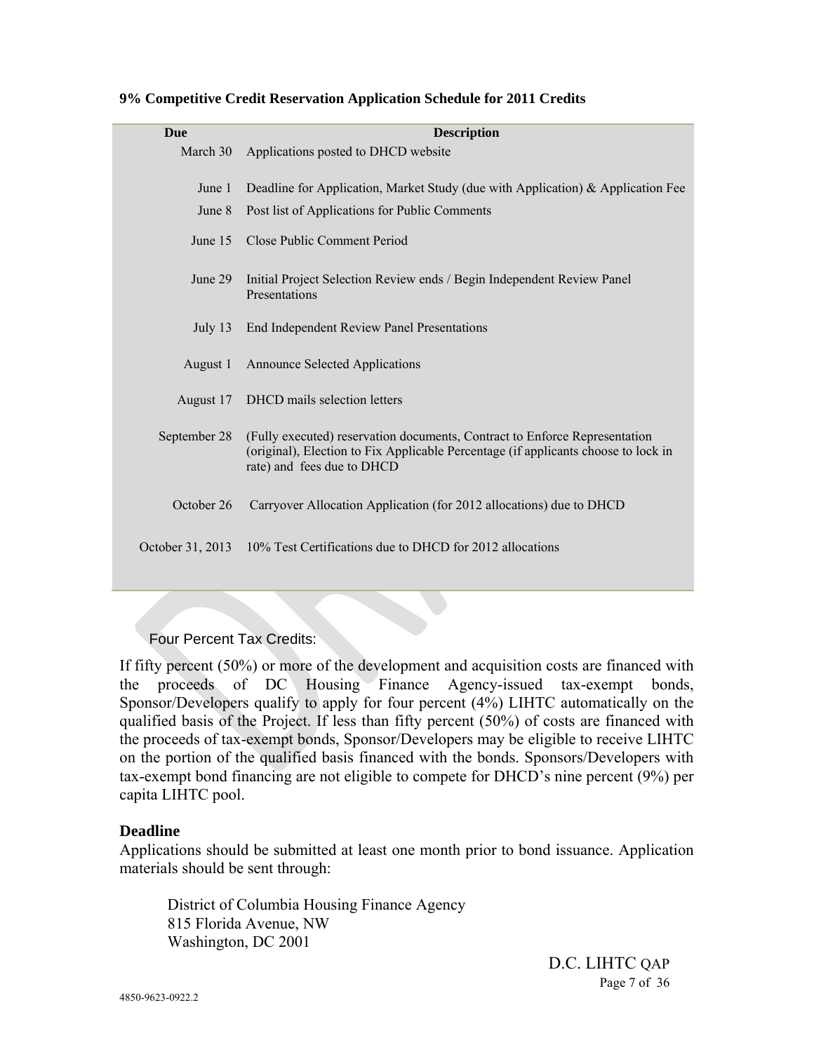**9% Competitive Credit Reservation Application Schedule for 2011 Credits**

| Due | Description |
|---|---|
| March 30 | Applications posted to DHCD website |
| June 1 | Deadline for Application, Market Study (due with Application) & Application Fee |
| June 8 | Post list of Applications for Public Comments |
| June 15 | Close Public Comment Period |
| June 29 | Initial Project Selection Review ends / Begin Independent Review Panel Presentations |
| July 13 | End Independent Review Panel Presentations |
| August 1 | Announce Selected Applications |
| August 17 | DHCD mails selection letters |
| September 28 | (Fully executed) reservation documents, Contract to Enforce Representation (original), Election to Fix Applicable Percentage (if applicants choose to lock in rate) and fees due to DHCD |
| October 26 | Carryover Allocation Application (for 2012 allocations) due to DHCD |
| October 31, 2013 | 10% Test Certifications due to DHCD for 2012 allocations |

Four Percent Tax Credits:

If fifty percent (50%) or more of the development and acquisition costs are financed with the proceeds of DC Housing Finance Agency-issued tax-exempt bonds, Sponsor/Developers qualify to apply for four percent (4%) LIHTC automatically on the qualified basis of the Project. If less than fifty percent (50%) of costs are financed with the proceeds of tax-exempt bonds, Sponsor/Developers may be eligible to receive LIHTC on the portion of the qualified basis financed with the bonds. Sponsors/Developers with tax-exempt bond financing are not eligible to compete for DHCD's nine percent (9%) per capita LIHTC pool.

### Deadline

Applications should be submitted at least one month prior to bond issuance. Application materials should be sent through:

District of Columbia Housing Finance Agency
815 Florida Avenue, NW
Washington, DC 2001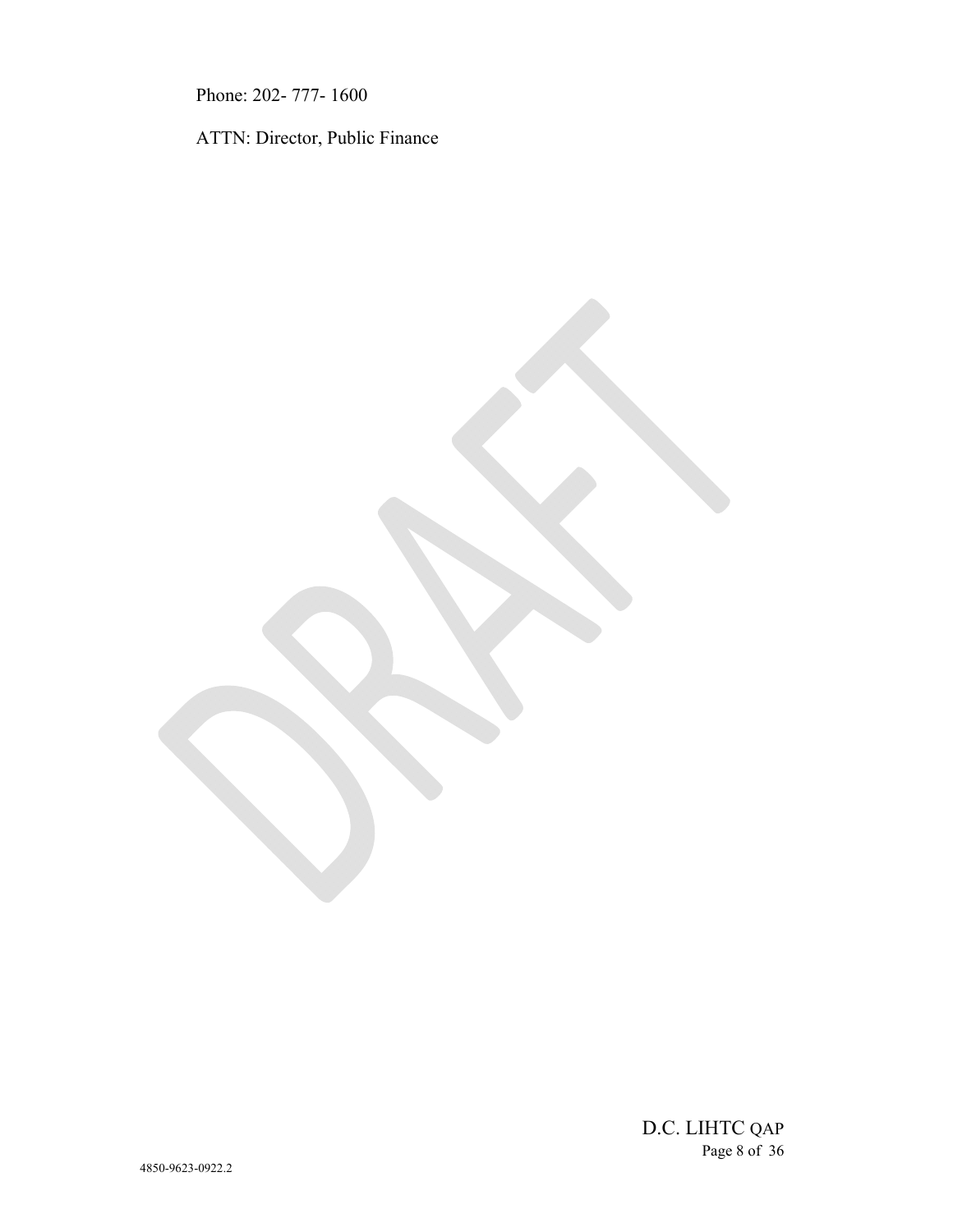Phone: 202- 777- 1600

ATTN: Director, Public Finance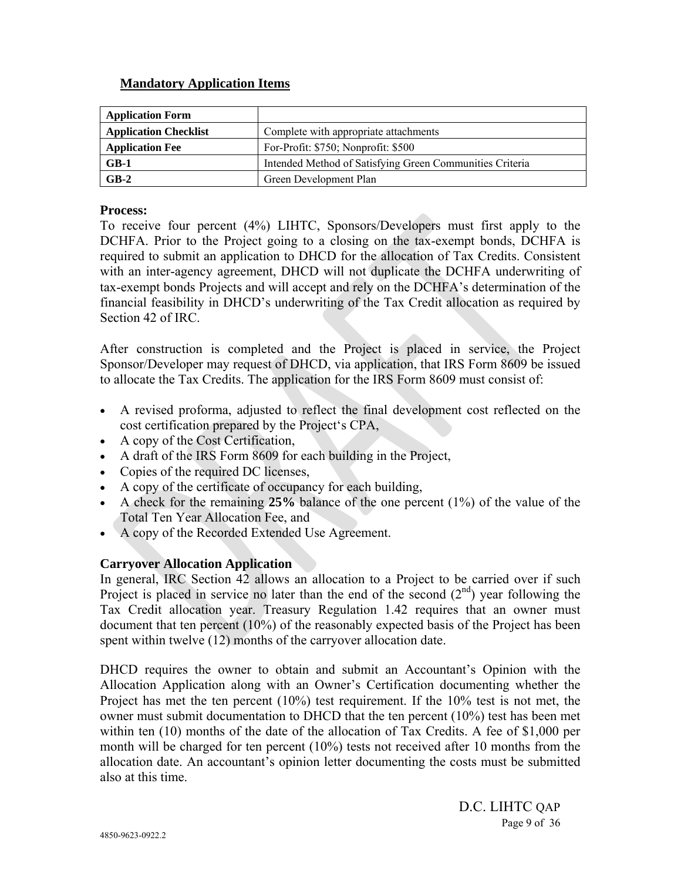## Mandatory Application Items

| Application Form | |
|---|---|
| **Application Checklist** | Complete with appropriate attachments |
| **Application Fee** | For-Profit: $750; Nonprofit: $500 |
| **GB-1** | Intended Method of Satisfying Green Communities Criteria |
| **GB-2** | Green Development Plan |

### Process:

To receive four percent (4%) LIHTC, Sponsors/Developers must first apply to the DCHFA. Prior to the Project going to a closing on the tax-exempt bonds, DCHFA is required to submit an application to DHCD for the allocation of Tax Credits. Consistent with an inter-agency agreement, DHCD will not duplicate the DCHFA underwriting of tax-exempt bonds Projects and will accept and rely on the DCHFA's determination of the financial feasibility in DHCD's underwriting of the Tax Credit allocation as required by Section 42 of IRC.

After construction is completed and the Project is placed in service, the Project Sponsor/Developer may request of DHCD, via application, that IRS Form 8609 be issued to allocate the Tax Credits. The application for the IRS Form 8609 must consist of:

- A revised proforma, adjusted to reflect the final development cost reflected on the cost certification prepared by the Project's CPA,
- A copy of the Cost Certification,
- A draft of the IRS Form 8609 for each building in the Project,
- Copies of the required DC licenses,
- A copy of the certificate of occupancy for each building,
- A check for the remaining **25%** balance of the one percent (1%) of the value of the Total Ten Year Allocation Fee, and
- A copy of the Recorded Extended Use Agreement.

### Carryover Allocation Application

In general, IRC Section 42 allows an allocation to a Project to be carried over if such Project is placed in service no later than the end of the second (2nd) year following the Tax Credit allocation year. Treasury Regulation 1.42 requires that an owner must document that ten percent (10%) of the reasonably expected basis of the Project has been spent within twelve (12) months of the carryover allocation date.

DHCD requires the owner to obtain and submit an Accountant's Opinion with the Allocation Application along with an Owner's Certification documenting whether the Project has met the ten percent (10%) test requirement. If the 10% test is not met, the owner must submit documentation to DHCD that the ten percent (10%) test has been met within ten (10) months of the date of the allocation of Tax Credits. A fee of $1,000 per month will be charged for ten percent (10%) tests not received after 10 months from the allocation date. An accountant's opinion letter documenting the costs must be submitted also at this time.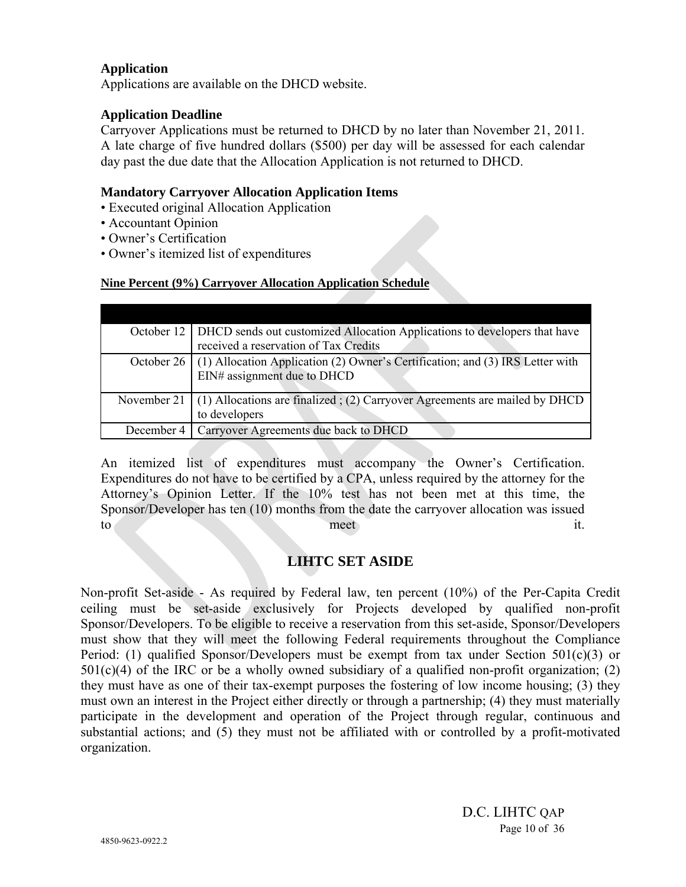### Application

Applications are available on the DHCD website.

### Application Deadline

Carryover Applications must be returned to DHCD by no later than November 21, 2011. A late charge of five hundred dollars ($500) per day will be assessed for each calendar day past the due date that the Allocation Application is not returned to DHCD.

### Mandatory Carryover Allocation Application Items

- Executed original Allocation Application
- Accountant Opinion
- Owner's Certification
- Owner's itemized list of expenditures

**Nine Percent (9%) Carryover Allocation Application Schedule**

| | |
|---|---|
| October 12 | DHCD sends out customized Allocation Applications to developers that have received a reservation of Tax Credits |
| October 26 | (1) Allocation Application (2) Owner's Certification; and (3) IRS Letter with EIN# assignment due to DHCD |
| November 21 | (1) Allocations are finalized ; (2) Carryover Agreements are mailed by DHCD to developers |
| December 4 | Carryover Agreements due back to DHCD |

An itemized list of expenditures must accompany the Owner's Certification. Expenditures do not have to be certified by a CPA, unless required by the attorney for the Attorney's Opinion Letter. If the 10% test has not been met at this time, the Sponsor/Developer has ten (10) months from the date the carryover allocation was issued to meet it.

## LIHTC SET ASIDE

Non-profit Set-aside - As required by Federal law, ten percent (10%) of the Per-Capita Credit ceiling must be set-aside exclusively for Projects developed by qualified non-profit Sponsor/Developers. To be eligible to receive a reservation from this set-aside, Sponsor/Developers must show that they will meet the following Federal requirements throughout the Compliance Period: (1) qualified Sponsor/Developers must be exempt from tax under Section 501(c)(3) or 501(c)(4) of the IRC or be a wholly owned subsidiary of a qualified non-profit organization; (2) they must have as one of their tax-exempt purposes the fostering of low income housing; (3) they must own an interest in the Project either directly or through a partnership; (4) they must materially participate in the development and operation of the Project through regular, continuous and substantial actions; and (5) they must not be affiliated with or controlled by a profit-motivated organization.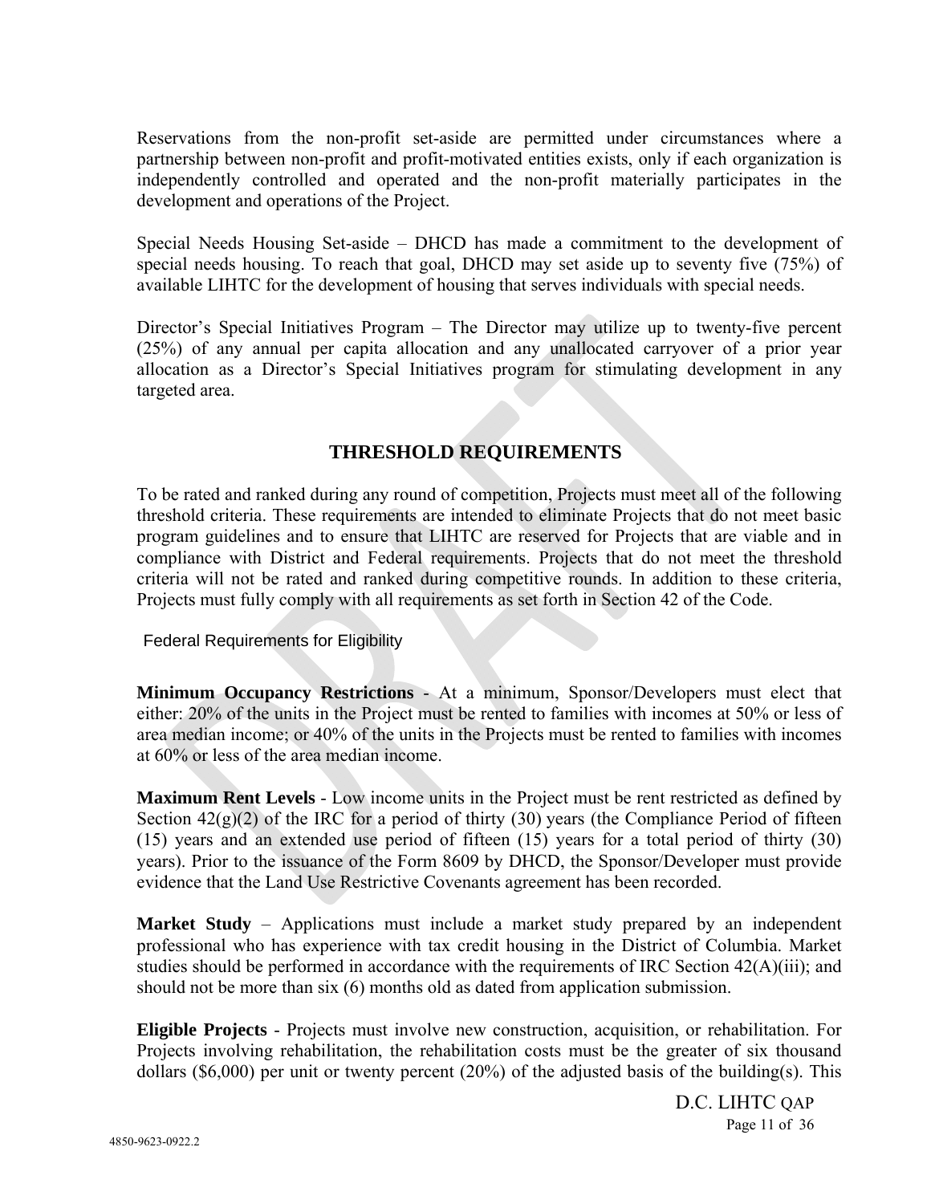Reservations from the non-profit set-aside are permitted under circumstances where a partnership between non-profit and profit-motivated entities exists, only if each organization is independently controlled and operated and the non-profit materially participates in the development and operations of the Project.

Special Needs Housing Set-aside – DHCD has made a commitment to the development of special needs housing. To reach that goal, DHCD may set aside up to seventy five (75%) of available LIHTC for the development of housing that serves individuals with special needs.

Director's Special Initiatives Program – The Director may utilize up to twenty-five percent (25%) of any annual per capita allocation and any unallocated carryover of a prior year allocation as a Director's Special Initiatives program for stimulating development in any targeted area.

## THRESHOLD REQUIREMENTS

To be rated and ranked during any round of competition, Projects must meet all of the following threshold criteria. These requirements are intended to eliminate Projects that do not meet basic program guidelines and to ensure that LIHTC are reserved for Projects that are viable and in compliance with District and Federal requirements. Projects that do not meet the threshold criteria will not be rated and ranked during competitive rounds. In addition to these criteria, Projects must fully comply with all requirements as set forth in Section 42 of the Code.

### Federal Requirements for Eligibility

**Minimum Occupancy Restrictions** - At a minimum, Sponsor/Developers must elect that either: 20% of the units in the Project must be rented to families with incomes at 50% or less of area median income; or 40% of the units in the Projects must be rented to families with incomes at 60% or less of the area median income.

**Maximum Rent Levels** - Low income units in the Project must be rent restricted as defined by Section 42(g)(2) of the IRC for a period of thirty (30) years (the Compliance Period of fifteen (15) years and an extended use period of fifteen (15) years for a total period of thirty (30) years). Prior to the issuance of the Form 8609 by DHCD, the Sponsor/Developer must provide evidence that the Land Use Restrictive Covenants agreement has been recorded.

**Market Study** – Applications must include a market study prepared by an independent professional who has experience with tax credit housing in the District of Columbia. Market studies should be performed in accordance with the requirements of IRC Section 42(A)(iii); and should not be more than six (6) months old as dated from application submission.

**Eligible Projects** - Projects must involve new construction, acquisition, or rehabilitation. For Projects involving rehabilitation, the rehabilitation costs must be the greater of six thousand dollars ($6,000) per unit or twenty percent (20%) of the adjusted basis of the building(s). This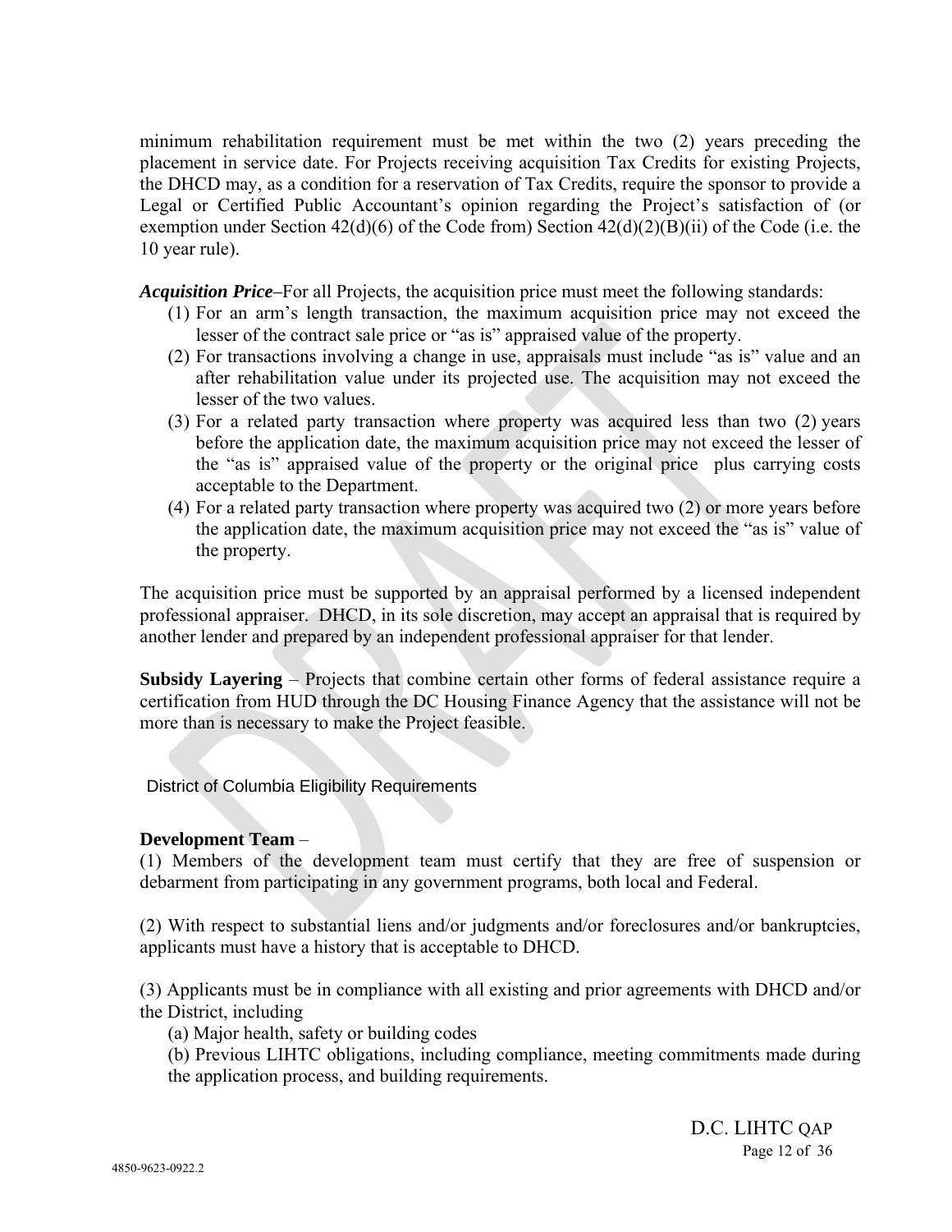minimum rehabilitation requirement must be met within the two (2) years preceding the placement in service date. For Projects receiving acquisition Tax Credits for existing Projects, the DHCD may, as a condition for a reservation of Tax Credits, require the sponsor to provide a Legal or Certified Public Accountant's opinion regarding the Project's satisfaction of (or exemption under Section 42(d)(6) of the Code from) Section 42(d)(2)(B)(ii) of the Code (i.e. the 10 year rule).

***Acquisition Price***–For all Projects, the acquisition price must meet the following standards:

1. For an arm's length transaction, the maximum acquisition price may not exceed the lesser of the contract sale price or "as is" appraised value of the property.
2. For transactions involving a change in use, appraisals must include "as is" value and an after rehabilitation value under its projected use. The acquisition may not exceed the lesser of the two values.
3. For a related party transaction where property was acquired less than two (2) years before the application date, the maximum acquisition price may not exceed the lesser of the "as is" appraised value of the property or the original price plus carrying costs acceptable to the Department.
4. For a related party transaction where property was acquired two (2) or more years before the application date, the maximum acquisition price may not exceed the "as is" value of the property.

The acquisition price must be supported by an appraisal performed by a licensed independent professional appraiser. DHCD, in its sole discretion, may accept an appraisal that is required by another lender and prepared by an independent professional appraiser for that lender.

**Subsidy Layering** – Projects that combine certain other forms of federal assistance require a certification from HUD through the DC Housing Finance Agency that the assistance will not be more than is necessary to make the Project feasible.

## District of Columbia Eligibility Requirements

**Development Team** –

(1) Members of the development team must certify that they are free of suspension or debarment from participating in any government programs, both local and Federal.

(2) With respect to substantial liens and/or judgments and/or foreclosures and/or bankruptcies, applicants must have a history that is acceptable to DHCD.

(3) Applicants must be in compliance with all existing and prior agreements with DHCD and/or the District, including

(a) Major health, safety or building codes

(b) Previous LIHTC obligations, including compliance, meeting commitments made during the application process, and building requirements.

4850-9623-0922.2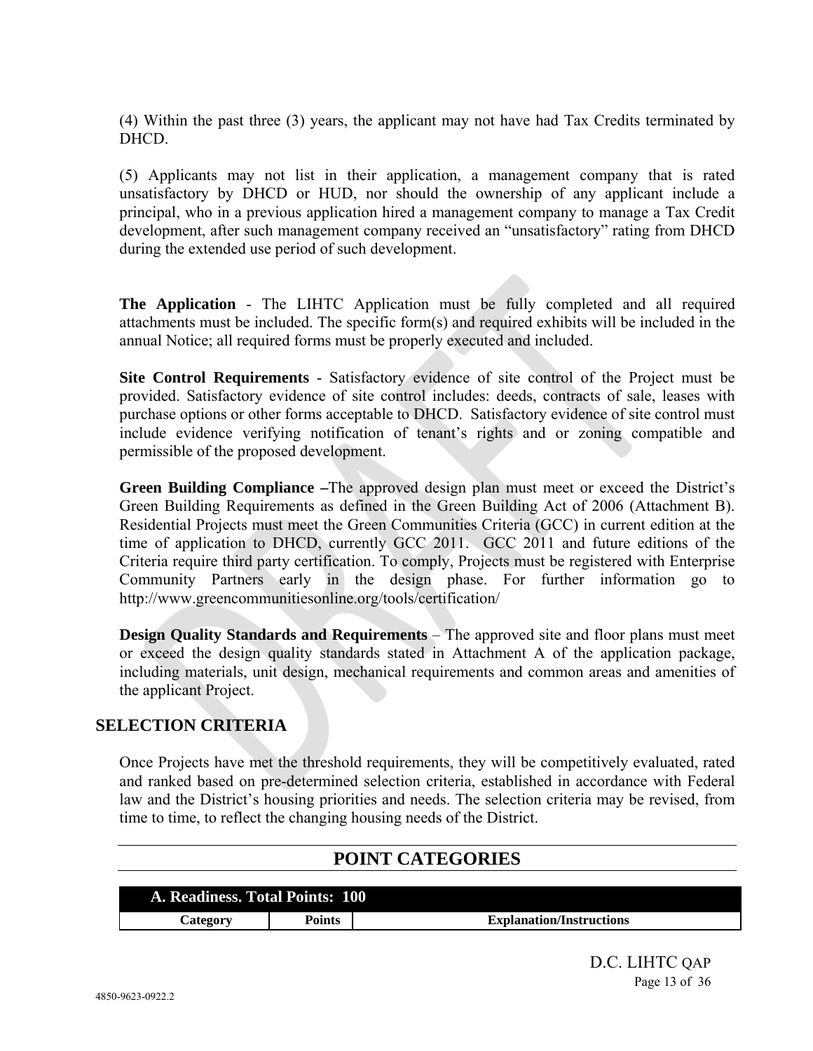(4) Within the past three (3) years, the applicant may not have had Tax Credits terminated by DHCD.

(5) Applicants may not list in their application, a management company that is rated unsatisfactory by DHCD or HUD, nor should the ownership of any applicant include a principal, who in a previous application hired a management company to manage a Tax Credit development, after such management company received an "unsatisfactory" rating from DHCD during the extended use period of such development.

**The Application** - The LIHTC Application must be fully completed and all required attachments must be included. The specific form(s) and required exhibits will be included in the annual Notice; all required forms must be properly executed and included.

**Site Control Requirements** - Satisfactory evidence of site control of the Project must be provided. Satisfactory evidence of site control includes: deeds, contracts of sale, leases with purchase options or other forms acceptable to DHCD. Satisfactory evidence of site control must include evidence verifying notification of tenant's rights and or zoning compatible and permissible of the proposed development.

**Green Building Compliance –**The approved design plan must meet or exceed the District's Green Building Requirements as defined in the Green Building Act of 2006 (Attachment B). Residential Projects must meet the Green Communities Criteria (GCC) in current edition at the time of application to DHCD, currently GCC 2011. GCC 2011 and future editions of the Criteria require third party certification. To comply, Projects must be registered with Enterprise Community Partners early in the design phase. For further information go to http://www.greencommunitiesonline.org/tools/certification/

**Design Quality Standards and Requirements** – The approved site and floor plans must meet or exceed the design quality standards stated in Attachment A of the application package, including materials, unit design, mechanical requirements and common areas and amenities of the applicant Project.

## SELECTION CRITERIA

Once Projects have met the threshold requirements, they will be competitively evaluated, rated and ranked based on pre-determined selection criteria, established in accordance with Federal law and the District's housing priorities and needs. The selection criteria may be revised, from time to time, to reflect the changing housing needs of the District.

## POINT CATEGORIES

**A. Readiness. Total Points: 100**

| Category | Points | Explanation/Instructions |
|---|---|---|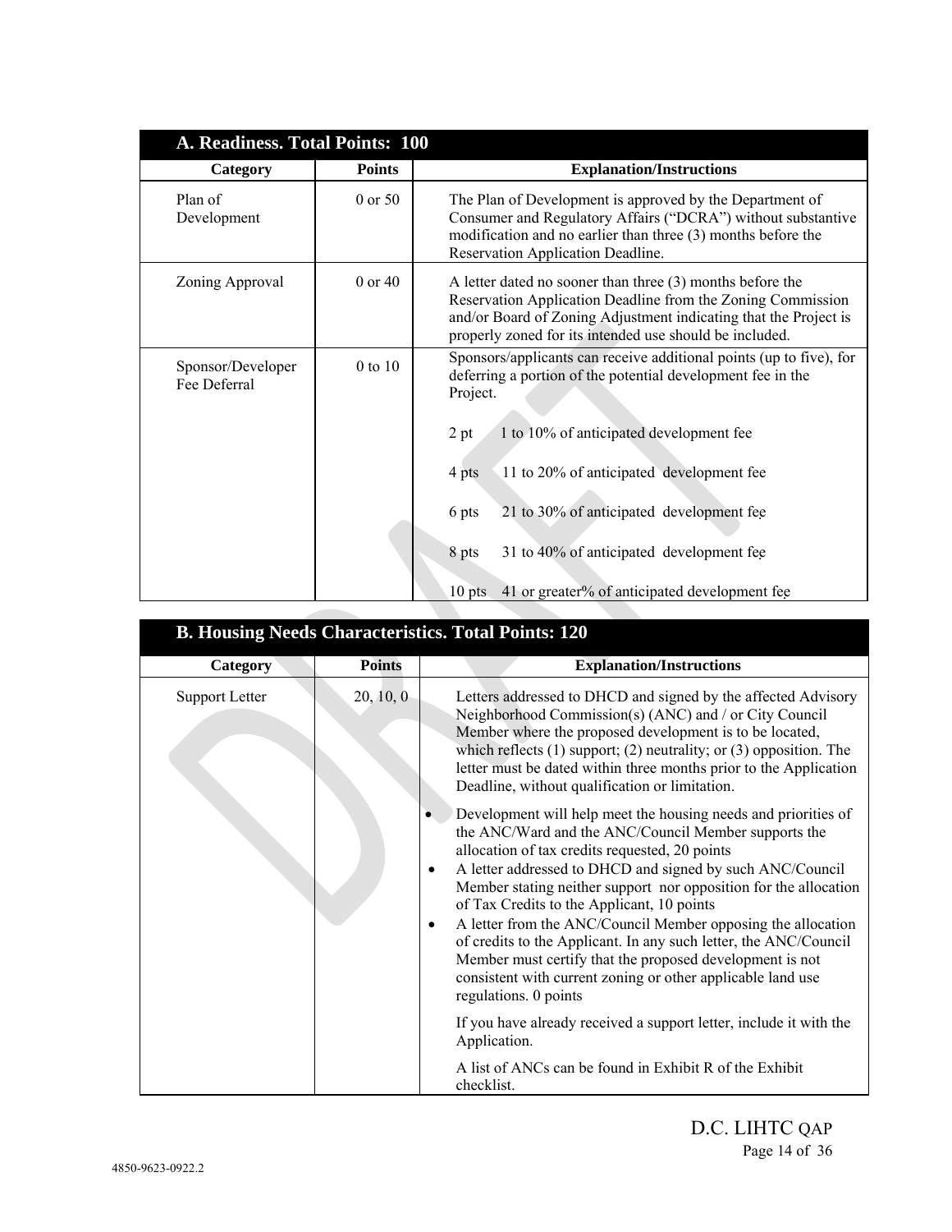## A. Readiness. Total Points: 100

| Category | Points | Explanation/Instructions |
|---|---|---|
| Plan of Development | 0 or 50 | The Plan of Development is approved by the Department of Consumer and Regulatory Affairs ("DCRA") without substantive modification and no earlier than three (3) months before the Reservation Application Deadline. |
| Zoning Approval | 0 or 40 | A letter dated no sooner than three (3) months before the Reservation Application Deadline from the Zoning Commission and/or Board of Zoning Adjustment indicating that the Project is properly zoned for its intended use should be included. |
| Sponsor/Developer Fee Deferral | 0 to 10 | Sponsors/applicants can receive additional points (up to five), for deferring a portion of the potential development fee in the Project.<br><br>2 pt 1 to 10% of anticipated development fee<br><br>4 pts 11 to 20% of anticipated development fee<br><br>6 pts 21 to 30% of anticipated development fee<br><br>8 pts 31 to 40% of anticipated development fee<br><br>10 pts 41 or greater% of anticipated development fee |

## B. Housing Needs Characteristics. Total Points: 120

| Category | Points | Explanation/Instructions |
|---|---|---|
| Support Letter | 20, 10, 0 | Letters addressed to DHCD and signed by the affected Advisory Neighborhood Commission(s) (ANC) and / or City Council Member where the proposed development is to be located, which reflects (1) support; (2) neutrality; or (3) opposition. The letter must be dated within three months prior to the Application Deadline, without qualification or limitation.<br><br>• Development will help meet the housing needs and priorities of the ANC/Ward and the ANC/Council Member supports the allocation of tax credits requested, 20 points<br>• A letter addressed to DHCD and signed by such ANC/Council Member stating neither support nor opposition for the allocation of Tax Credits to the Applicant, 10 points<br>• A letter from the ANC/Council Member opposing the allocation of credits to the Applicant. In any such letter, the ANC/Council Member must certify that the proposed development is not consistent with current zoning or other applicable land use regulations. 0 points<br><br>If you have already received a support letter, include it with the Application.<br><br>A list of ANCs can be found in Exhibit R of the Exhibit checklist. |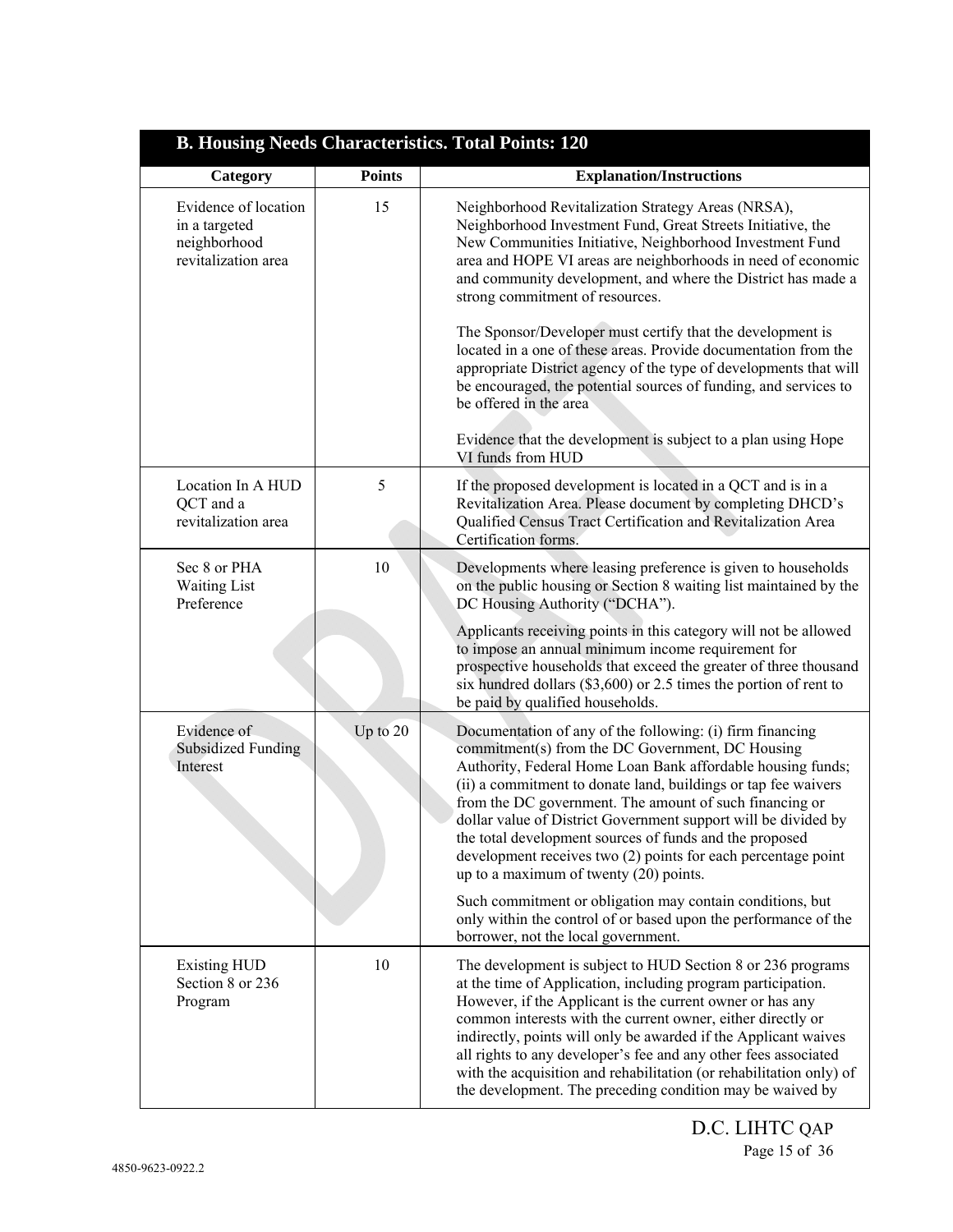| B. Housing Needs Characteristics. Total Points: 120 | | |
|---|---|---|
| **Category** | **Points** | **Explanation/Instructions** |
| Evidence of location in a targeted neighborhood revitalization area | 15 | Neighborhood Revitalization Strategy Areas (NRSA), Neighborhood Investment Fund, Great Streets Initiative, the New Communities Initiative, Neighborhood Investment Fund area and HOPE VI areas are neighborhoods in need of economic and community development, and where the District has made a strong commitment of resources.<br><br>The Sponsor/Developer must certify that the development is located in a one of these areas. Provide documentation from the appropriate District agency of the type of developments that will be encouraged, the potential sources of funding, and services to be offered in the area<br><br>Evidence that the development is subject to a plan using Hope VI funds from HUD |
| Location In A HUD QCT and a revitalization area | 5 | If the proposed development is located in a QCT and is in a Revitalization Area. Please document by completing DHCD's Qualified Census Tract Certification and Revitalization Area Certification forms. |
| Sec 8 or PHA Waiting List Preference | 10 | Developments where leasing preference is given to households on the public housing or Section 8 waiting list maintained by the DC Housing Authority ("DCHA").<br><br>Applicants receiving points in this category will not be allowed to impose an annual minimum income requirement for prospective households that exceed the greater of three thousand six hundred dollars ($3,600) or 2.5 times the portion of rent to be paid by qualified households. |
| Evidence of Subsidized Funding Interest | Up to 20 | Documentation of any of the following: (i) firm financing commitment(s) from the DC Government, DC Housing Authority, Federal Home Loan Bank affordable housing funds; (ii) a commitment to donate land, buildings or tap fee waivers from the DC government. The amount of such financing or dollar value of District Government support will be divided by the total development sources of funds and the proposed development receives two (2) points for each percentage point up to a maximum of twenty (20) points.<br><br>Such commitment or obligation may contain conditions, but only within the control of or based upon the performance of the borrower, not the local government. |
| Existing HUD Section 8 or 236 Program | 10 | The development is subject to HUD Section 8 or 236 programs at the time of Application, including program participation. However, if the Applicant is the current owner or has any common interests with the current owner, either directly or indirectly, points will only be awarded if the Applicant waives all rights to any developer's fee and any other fees associated with the acquisition and rehabilitation (or rehabilitation only) of the development. The preceding condition may be waived by |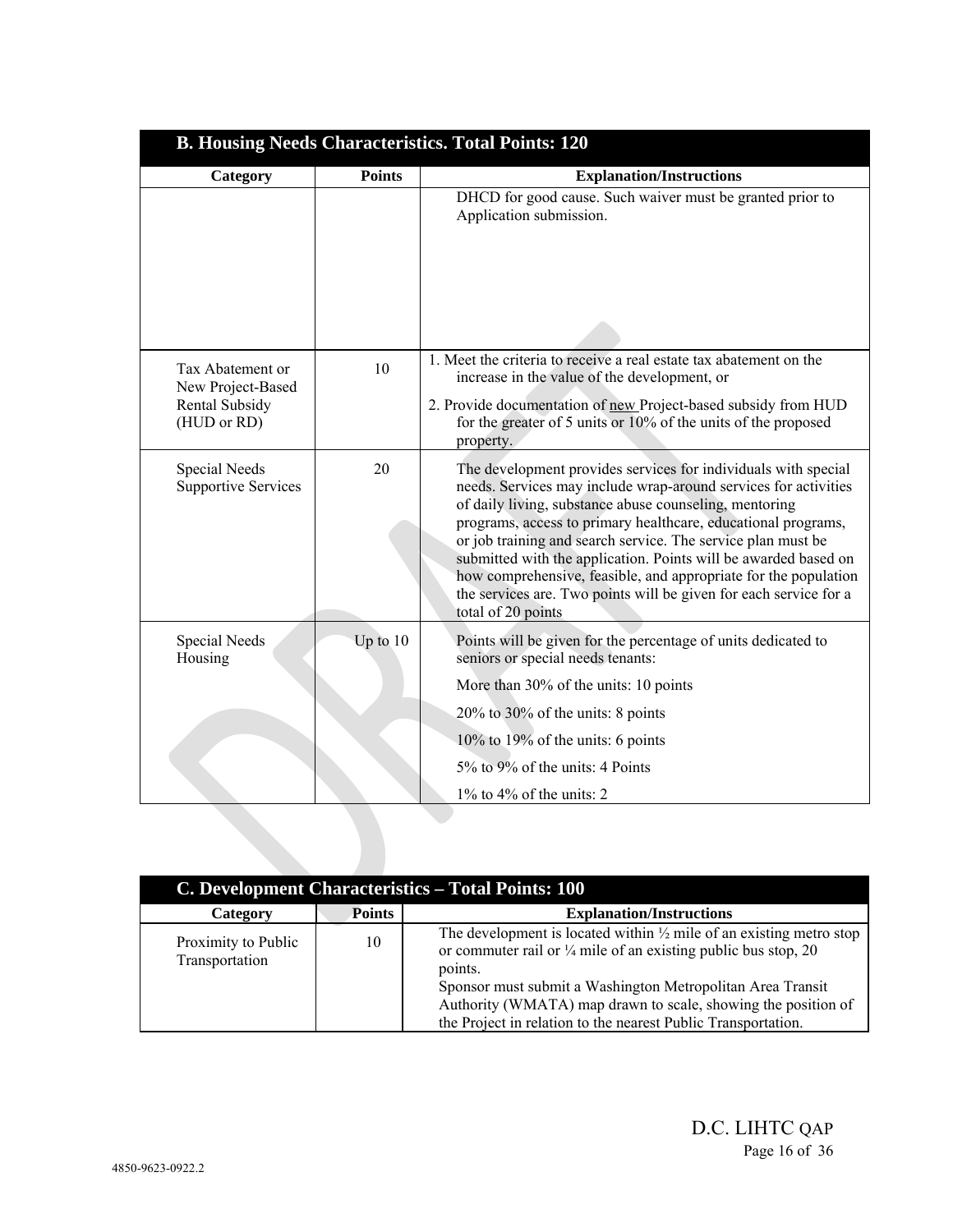| B. Housing Needs Characteristics. Total Points: 120 | | |
|---|---|---|
| **Category** | **Points** | **Explanation/Instructions** |
| | | DHCD for good cause. Such waiver must be granted prior to Application submission. |
| Tax Abatement or New Project-Based Rental Subsidy (HUD or RD) | 10 | 1. Meet the criteria to receive a real estate tax abatement on the increase in the value of the development, or<br>2. Provide documentation of new Project-based subsidy from HUD for the greater of 5 units or 10% of the units of the proposed property. |
| Special Needs Supportive Services | 20 | The development provides services for individuals with special needs. Services may include wrap-around services for activities of daily living, substance abuse counseling, mentoring programs, access to primary healthcare, educational programs, or job training and search service. The service plan must be submitted with the application. Points will be awarded based on how comprehensive, feasible, and appropriate for the population the services are. Two points will be given for each service for a total of 20 points |
| Special Needs Housing | Up to 10 | Points will be given for the percentage of units dedicated to seniors or special needs tenants:<br>More than 30% of the units: 10 points<br>20% to 30% of the units: 8 points<br>10% to 19% of the units: 6 points<br>5% to 9% of the units: 4 Points<br>1% to 4% of the units: 2 |

| C. Development Characteristics – Total Points: 100 | | |
|---|---|---|
| **Category** | **Points** | **Explanation/Instructions** |
| Proximity to Public Transportation | 10 | The development is located within ½ mile of an existing metro stop or commuter rail or ¼ mile of an existing public bus stop, 20 points.<br>Sponsor must submit a Washington Metropolitan Area Transit Authority (WMATA) map drawn to scale, showing the position of the Project in relation to the nearest Public Transportation. |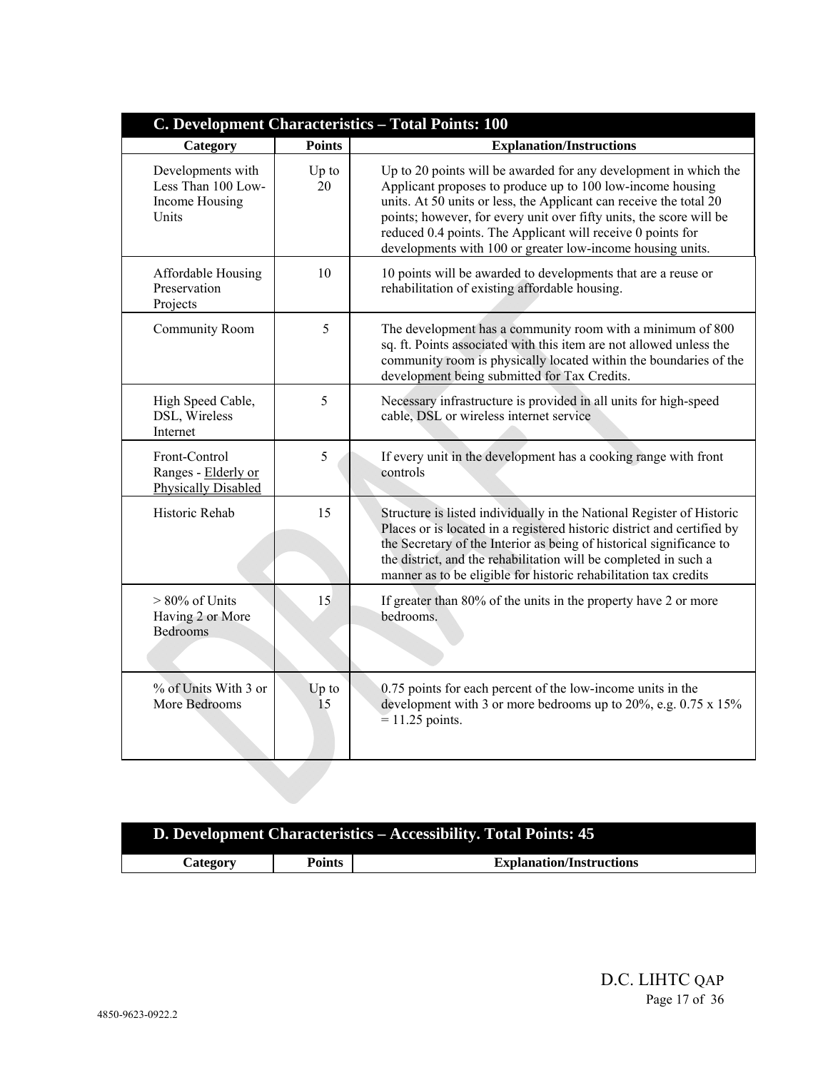| C. Development Characteristics – Total Points: 100 | | |
|---|---|---|
| **Category** | **Points** | **Explanation/Instructions** |
| Developments with Less Than 100 Low-Income Housing Units | Up to 20 | Up to 20 points will be awarded for any development in which the Applicant proposes to produce up to 100 low-income housing units. At 50 units or less, the Applicant can receive the total 20 points; however, for every unit over fifty units, the score will be reduced 0.4 points. The Applicant will receive 0 points for developments with 100 or greater low-income housing units. |
| Affordable Housing Preservation Projects | 10 | 10 points will be awarded to developments that are a reuse or rehabilitation of existing affordable housing. |
| Community Room | 5 | The development has a community room with a minimum of 800 sq. ft. Points associated with this item are not allowed unless the community room is physically located within the boundaries of the development being submitted for Tax Credits. |
| High Speed Cable, DSL, Wireless Internet | 5 | Necessary infrastructure is provided in all units for high-speed cable, DSL or wireless internet service |
| Front-Control Ranges - Elderly or Physically Disabled | 5 | If every unit in the development has a cooking range with front controls |
| Historic Rehab | 15 | Structure is listed individually in the National Register of Historic Places or is located in a registered historic district and certified by the Secretary of the Interior as being of historical significance to the district, and the rehabilitation will be completed in such a manner as to be eligible for historic rehabilitation tax credits |
| > 80% of Units Having 2 or More Bedrooms | 15 | If greater than 80% of the units in the property have 2 or more bedrooms. |
| % of Units With 3 or More Bedrooms | Up to 15 | 0.75 points for each percent of the low-income units in the development with 3 or more bedrooms up to 20%, e.g. 0.75 x 15% = 11.25 points. |

| D. Development Characteristics – Accessibility. Total Points: 45 | | |
|---|---|---|
| **Category** | **Points** | **Explanation/Instructions** |

4850-9623-0922.2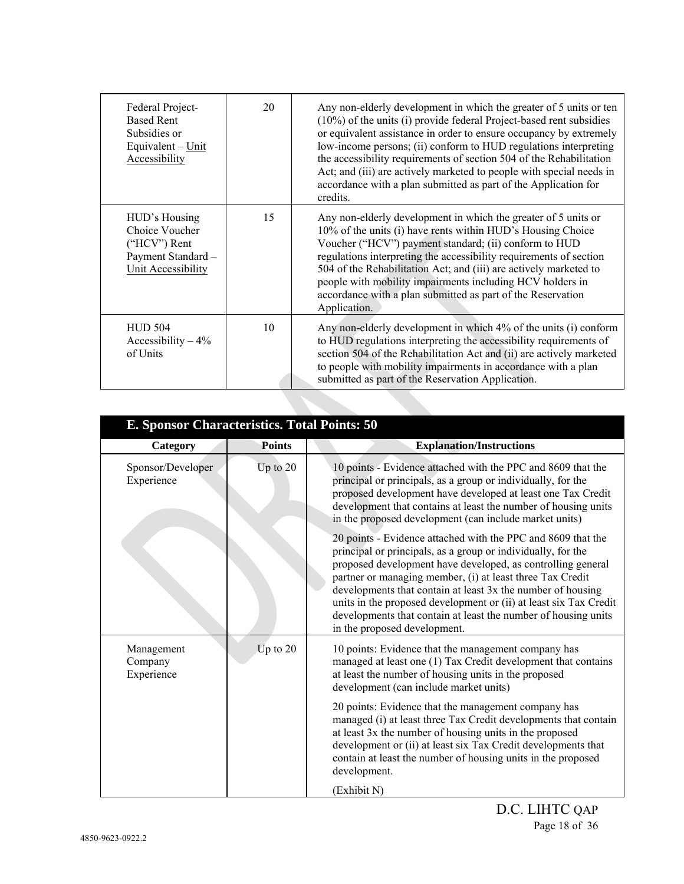| | | |
|---|---|---|
| Federal Project-Based Rent Subsidies or Equivalent – Unit Accessibility | 20 | Any non-elderly development in which the greater of 5 units or ten (10%) of the units (i) provide federal Project-based rent subsidies or equivalent assistance in order to ensure occupancy by extremely low-income persons; (ii) conform to HUD regulations interpreting the accessibility requirements of section 504 of the Rehabilitation Act; and (iii) are actively marketed to people with special needs in accordance with a plan submitted as part of the Application for credits. |
| HUD's Housing Choice Voucher ("HCV") Rent Payment Standard – Unit Accessibility | 15 | Any non-elderly development in which the greater of 5 units or 10% of the units (i) have rents within HUD's Housing Choice Voucher ("HCV") payment standard; (ii) conform to HUD regulations interpreting the accessibility requirements of section 504 of the Rehabilitation Act; and (iii) are actively marketed to people with mobility impairments including HCV holders in accordance with a plan submitted as part of the Reservation Application. |
| HUD 504 Accessibility – 4% of Units | 10 | Any non-elderly development in which 4% of the units (i) conform to HUD regulations interpreting the accessibility requirements of section 504 of the Rehabilitation Act and (ii) are actively marketed to people with mobility impairments in accordance with a plan submitted as part of the Reservation Application. |

**E. Sponsor Characteristics. Total Points: 50**

| Category | Points | Explanation/Instructions |
|---|---|---|
| Sponsor/Developer Experience | Up to 20 | 10 points - Evidence attached with the PPC and 8609 that the principal or principals, as a group or individually, for the proposed development have developed at least one Tax Credit development that contains at least the number of housing units in the proposed development (can include market units)<br><br>20 points - Evidence attached with the PPC and 8609 that the principal or principals, as a group or individually, for the proposed development have developed, as controlling general partner or managing member, (i) at least three Tax Credit developments that contain at least 3x the number of housing units in the proposed development or (ii) at least six Tax Credit developments that contain at least the number of housing units in the proposed development. |
| Management Company Experience | Up to 20 | 10 points: Evidence that the management company has managed at least one (1) Tax Credit development that contains at least the number of housing units in the proposed development (can include market units)<br><br>20 points: Evidence that the management company has managed (i) at least three Tax Credit developments that contain at least 3x the number of housing units in the proposed development or (ii) at least six Tax Credit developments that contain at least the number of housing units in the proposed development.<br><br>(Exhibit N) |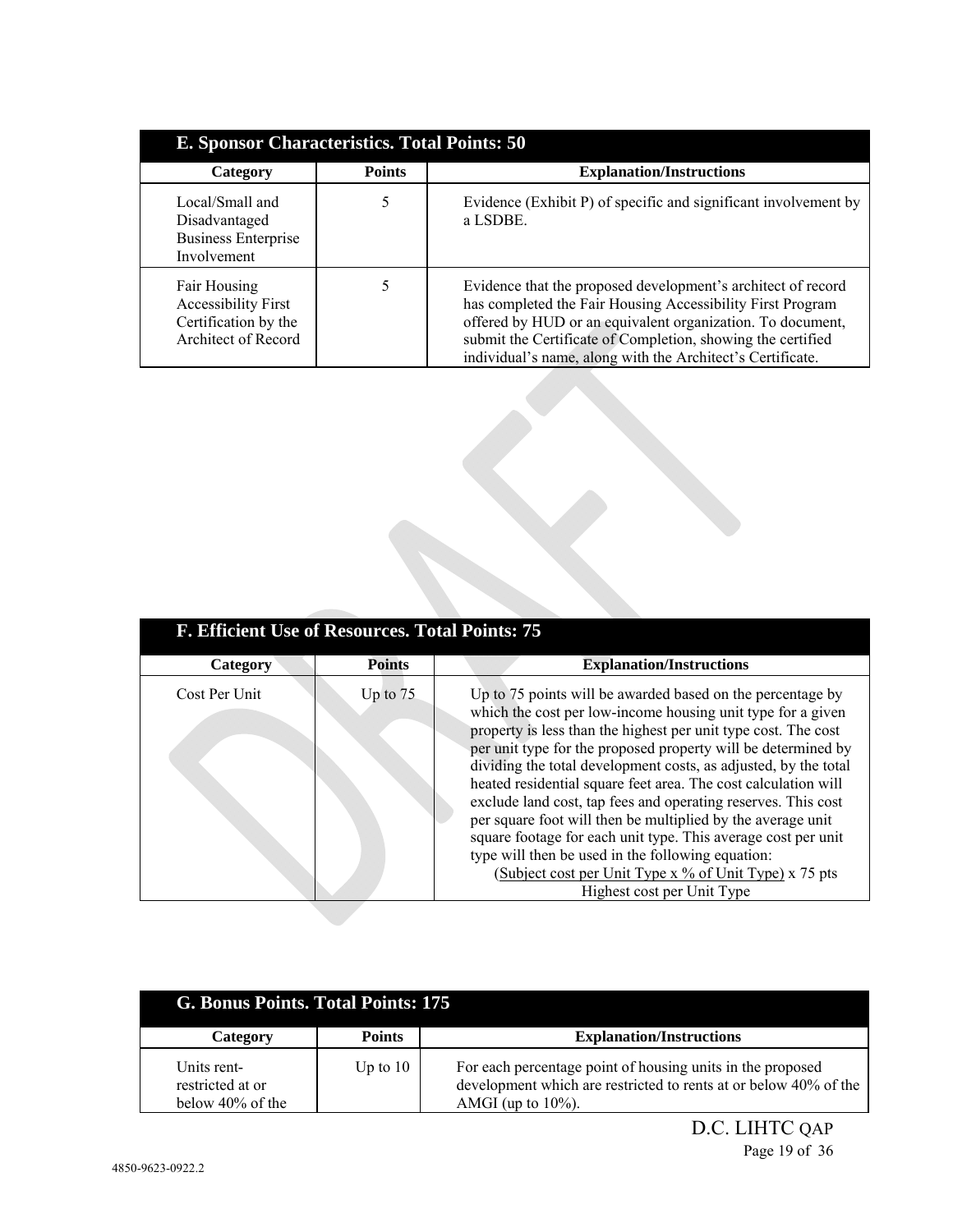| E. Sponsor Characteristics. Total Points: 50 | | |
|---|---|---|
| **Category** | **Points** | **Explanation/Instructions** |
| Local/Small and Disadvantaged Business Enterprise Involvement | 5 | Evidence (Exhibit P) of specific and significant involvement by a LSDBE. |
| Fair Housing Accessibility First Certification by the Architect of Record | 5 | Evidence that the proposed development's architect of record has completed the Fair Housing Accessibility First Program offered by HUD or an equivalent organization. To document, submit the Certificate of Completion, showing the certified individual's name, along with the Architect's Certificate. |

| F. Efficient Use of Resources. Total Points: 75 | | |
|---|---|---|
| **Category** | **Points** | **Explanation/Instructions** |
| Cost Per Unit | Up to 75 | Up to 75 points will be awarded based on the percentage by which the cost per low-income housing unit type for a given property is less than the highest per unit type cost. The cost per unit type for the proposed property will be determined by dividing the total development costs, as adjusted, by the total heated residential square feet area. The cost calculation will exclude land cost, tap fees and operating reserves. This cost per square foot will then be multiplied by the average unit square footage for each unit type. This average cost per unit type will then be used in the following equation: $\frac{\text{Subject cost per Unit Type} \times \text{\% of Unit Type}}{\text{Highest cost per Unit Type}} \times 75 \text{ pts}$ |

| G. Bonus Points. Total Points: 175 | | |
|---|---|---|
| **Category** | **Points** | **Explanation/Instructions** |
| Units rent-restricted at or below 40% of the | Up to 10 | For each percentage point of housing units in the proposed development which are restricted to rents at or below 40% of the AMGI (up to 10%). |

4850-9623-0922.2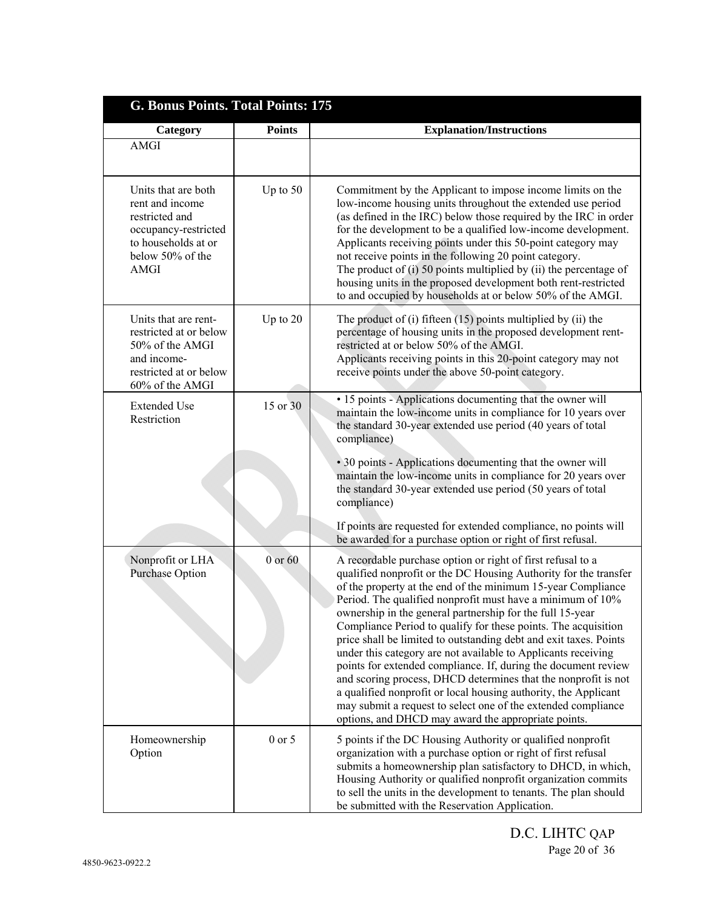| G. Bonus Points. Total Points: 175 | | |
|---|---|---|
| **Category** | **Points** | **Explanation/Instructions** |
| AMGI | | |
| Units that are both rent and income restricted and occupancy-restricted to households at or below 50% of the AMGI | Up to 50 | Commitment by the Applicant to impose income limits on the low-income housing units throughout the extended use period (as defined in the IRC) below those required by the IRC in order for the development to be a qualified low-income development. Applicants receiving points under this 50-point category may not receive points in the following 20 point category.<br>The product of (i) 50 points multiplied by (ii) the percentage of housing units in the proposed development both rent-restricted to and occupied by households at or below 50% of the AMGI. |
| Units that are rent-restricted at or below 50% of the AMGI and income-restricted at or below 60% of the AMGI | Up to 20 | The product of (i) fifteen (15) points multiplied by (ii) the percentage of housing units in the proposed development rent-restricted at or below 50% of the AMGI.<br>Applicants receiving points in this 20-point category may not receive points under the above 50-point category. |
| Extended Use Restriction | 15 or 30 | • 15 points - Applications documenting that the owner will maintain the low-income units in compliance for 10 years over the standard 30-year extended use period (40 years of total compliance)<br><br>• 30 points - Applications documenting that the owner will maintain the low-income units in compliance for 20 years over the standard 30-year extended use period (50 years of total compliance)<br><br>If points are requested for extended compliance, no points will be awarded for a purchase option or right of first refusal. |
| Nonprofit or LHA Purchase Option | 0 or 60 | A recordable purchase option or right of first refusal to a qualified nonprofit or the DC Housing Authority for the transfer of the property at the end of the minimum 15-year Compliance Period. The qualified nonprofit must have a minimum of 10% ownership in the general partnership for the full 15-year Compliance Period to qualify for these points. The acquisition price shall be limited to outstanding debt and exit taxes. Points under this category are not available to Applicants receiving points for extended compliance. If, during the document review and scoring process, DHCD determines that the nonprofit is not a qualified nonprofit or local housing authority, the Applicant may submit a request to select one of the extended compliance options, and DHCD may award the appropriate points. |
| Homeownership Option | 0 or 5 | 5 points if the DC Housing Authority or qualified nonprofit organization with a purchase option or right of first refusal submits a homeownership plan satisfactory to DHCD, in which, Housing Authority or qualified nonprofit organization commits to sell the units in the development to tenants. The plan should be submitted with the Reservation Application. |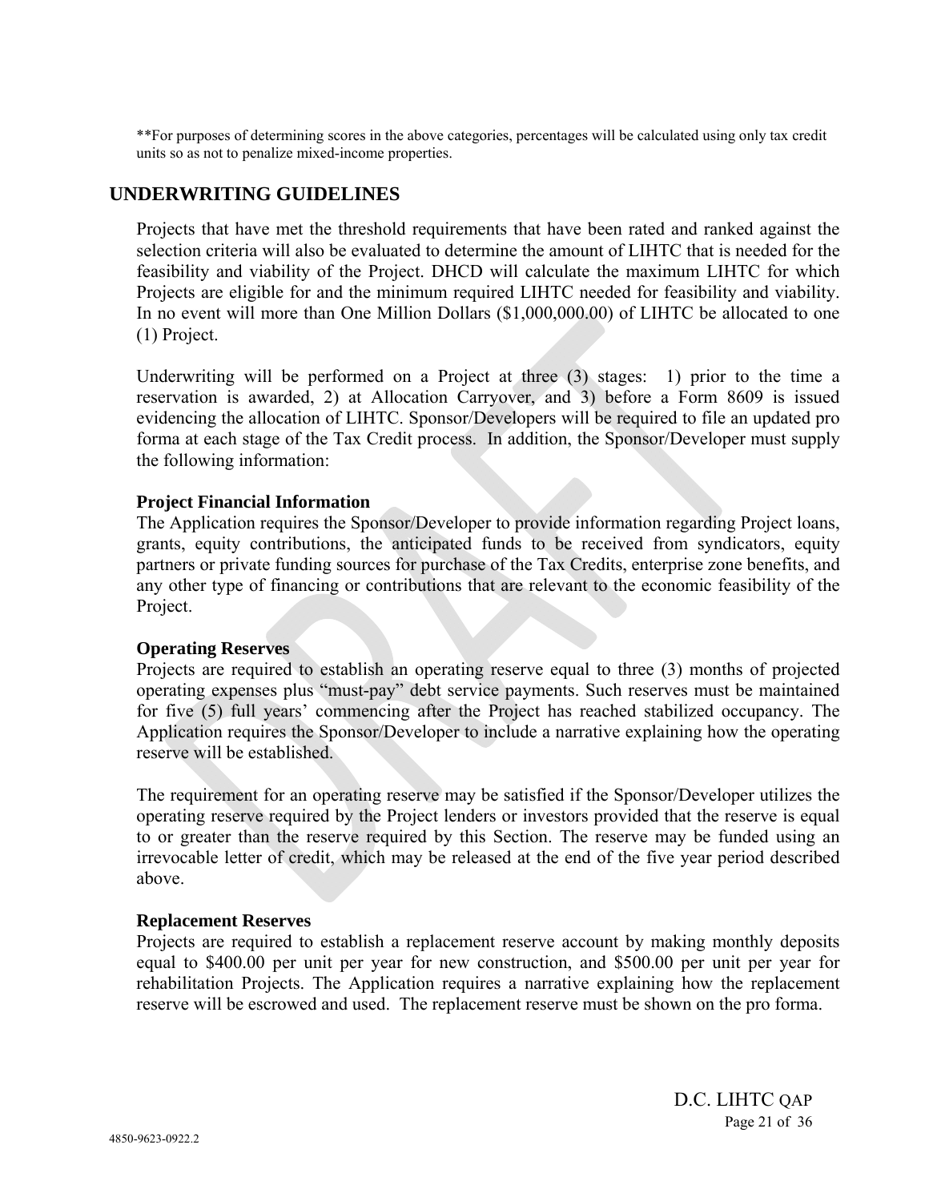**For purposes of determining scores in the above categories, percentages will be calculated using only tax credit units so as not to penalize mixed-income properties.

## UNDERWRITING GUIDELINES

Projects that have met the threshold requirements that have been rated and ranked against the selection criteria will also be evaluated to determine the amount of LIHTC that is needed for the feasibility and viability of the Project. DHCD will calculate the maximum LIHTC for which Projects are eligible for and the minimum required LIHTC needed for feasibility and viability. In no event will more than One Million Dollars ($1,000,000.00) of LIHTC be allocated to one (1) Project.

Underwriting will be performed on a Project at three (3) stages: 1) prior to the time a reservation is awarded, 2) at Allocation Carryover, and 3) before a Form 8609 is issued evidencing the allocation of LIHTC. Sponsor/Developers will be required to file an updated pro forma at each stage of the Tax Credit process. In addition, the Sponsor/Developer must supply the following information:

**Project Financial Information**
The Application requires the Sponsor/Developer to provide information regarding Project loans, grants, equity contributions, the anticipated funds to be received from syndicators, equity partners or private funding sources for purchase of the Tax Credits, enterprise zone benefits, and any other type of financing or contributions that are relevant to the economic feasibility of the Project.

**Operating Reserves**
Projects are required to establish an operating reserve equal to three (3) months of projected operating expenses plus "must-pay" debt service payments. Such reserves must be maintained for five (5) full years' commencing after the Project has reached stabilized occupancy. The Application requires the Sponsor/Developer to include a narrative explaining how the operating reserve will be established.

The requirement for an operating reserve may be satisfied if the Sponsor/Developer utilizes the operating reserve required by the Project lenders or investors provided that the reserve is equal to or greater than the reserve required by this Section. The reserve may be funded using an irrevocable letter of credit, which may be released at the end of the five year period described above.

**Replacement Reserves**
Projects are required to establish a replacement reserve account by making monthly deposits equal to $400.00 per unit per year for new construction, and $500.00 per unit per year for rehabilitation Projects. The Application requires a narrative explaining how the replacement reserve will be escrowed and used. The replacement reserve must be shown on the pro forma.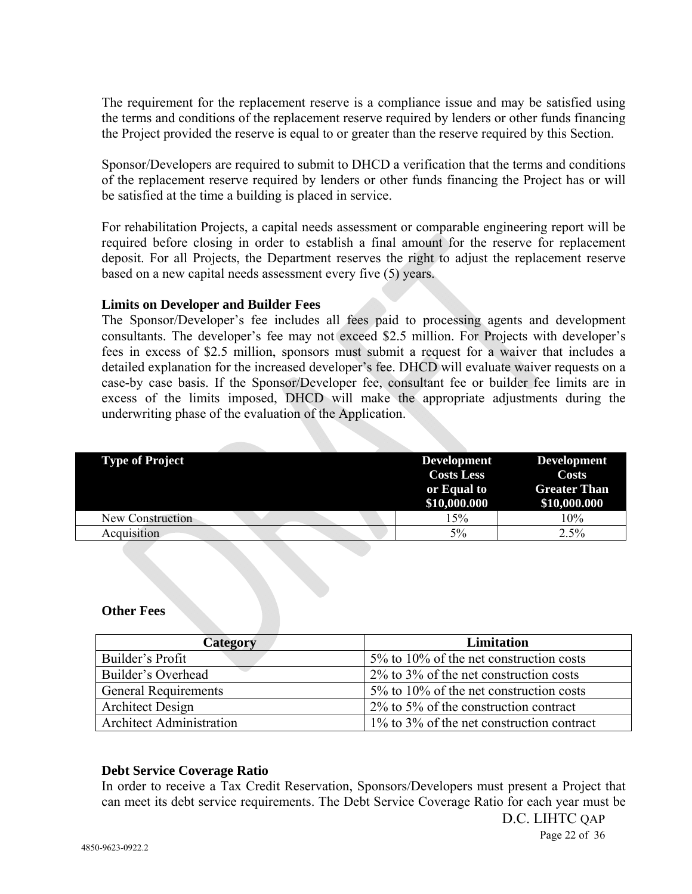The requirement for the replacement reserve is a compliance issue and may be satisfied using the terms and conditions of the replacement reserve required by lenders or other funds financing the Project provided the reserve is equal to or greater than the reserve required by this Section.

Sponsor/Developers are required to submit to DHCD a verification that the terms and conditions of the replacement reserve required by lenders or other funds financing the Project has or will be satisfied at the time a building is placed in service.

For rehabilitation Projects, a capital needs assessment or comparable engineering report will be required before closing in order to establish a final amount for the reserve for replacement deposit. For all Projects, the Department reserves the right to adjust the replacement reserve based on a new capital needs assessment every five (5) years.

**Limits on Developer and Builder Fees**

The Sponsor/Developer's fee includes all fees paid to processing agents and development consultants. The developer's fee may not exceed $2.5 million. For Projects with developer's fees in excess of $2.5 million, sponsors must submit a request for a waiver that includes a detailed explanation for the increased developer's fee. DHCD will evaluate waiver requests on a case-by case basis. If the Sponsor/Developer fee, consultant fee or builder fee limits are in excess of the limits imposed, DHCD will make the appropriate adjustments during the underwriting phase of the evaluation of the Application.

| Type of Project | Development Costs Less or Equal to $10,000.000 | Development Costs Greater Than $10,000.000 |
|---|---|---|
| New Construction | 15% | 10% |
| Acquisition | 5% | 2.5% |

**Other Fees**

| Category | Limitation |
|---|---|
| Builder's Profit | 5% to 10% of the net construction costs |
| Builder's Overhead | 2% to 3% of the net construction costs |
| General Requirements | 5% to 10% of the net construction costs |
| Architect Design | 2% to 5% of the construction contract |
| Architect Administration | 1% to 3% of the net construction contract |

**Debt Service Coverage Ratio**

In order to receive a Tax Credit Reservation, Sponsors/Developers must present a Project that can meet its debt service requirements. The Debt Service Coverage Ratio for each year must be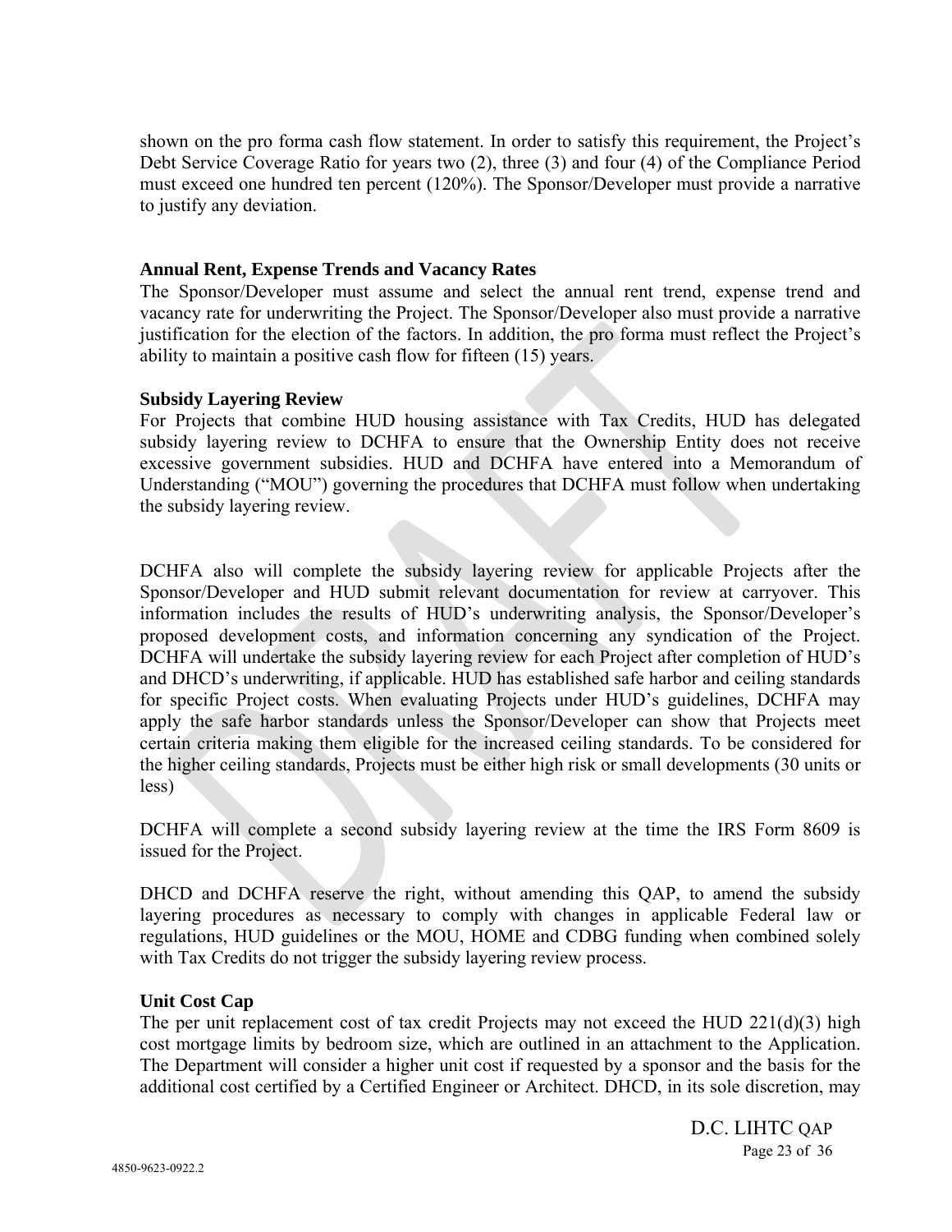shown on the pro forma cash flow statement. In order to satisfy this requirement, the Project's Debt Service Coverage Ratio for years two (2), three (3) and four (4) of the Compliance Period must exceed one hundred ten percent (120%). The Sponsor/Developer must provide a narrative to justify any deviation.

**Annual Rent, Expense Trends and Vacancy Rates**

The Sponsor/Developer must assume and select the annual rent trend, expense trend and vacancy rate for underwriting the Project. The Sponsor/Developer also must provide a narrative justification for the election of the factors. In addition, the pro forma must reflect the Project's ability to maintain a positive cash flow for fifteen (15) years.

**Subsidy Layering Review**

For Projects that combine HUD housing assistance with Tax Credits, HUD has delegated subsidy layering review to DCHFA to ensure that the Ownership Entity does not receive excessive government subsidies. HUD and DCHFA have entered into a Memorandum of Understanding ("MOU") governing the procedures that DCHFA must follow when undertaking the subsidy layering review.

DCHFA also will complete the subsidy layering review for applicable Projects after the Sponsor/Developer and HUD submit relevant documentation for review at carryover. This information includes the results of HUD's underwriting analysis, the Sponsor/Developer's proposed development costs, and information concerning any syndication of the Project. DCHFA will undertake the subsidy layering review for each Project after completion of HUD's and DHCD's underwriting, if applicable. HUD has established safe harbor and ceiling standards for specific Project costs. When evaluating Projects under HUD's guidelines, DCHFA may apply the safe harbor standards unless the Sponsor/Developer can show that Projects meet certain criteria making them eligible for the increased ceiling standards. To be considered for the higher ceiling standards, Projects must be either high risk or small developments (30 units or less)

DCHFA will complete a second subsidy layering review at the time the IRS Form 8609 is issued for the Project.

DHCD and DCHFA reserve the right, without amending this QAP, to amend the subsidy layering procedures as necessary to comply with changes in applicable Federal law or regulations, HUD guidelines or the MOU, HOME and CDBG funding when combined solely with Tax Credits do not trigger the subsidy layering review process.

**Unit Cost Cap**

The per unit replacement cost of tax credit Projects may not exceed the HUD 221(d)(3) high cost mortgage limits by bedroom size, which are outlined in an attachment to the Application. The Department will consider a higher unit cost if requested by a sponsor and the basis for the additional cost certified by a Certified Engineer or Architect. DHCD, in its sole discretion, may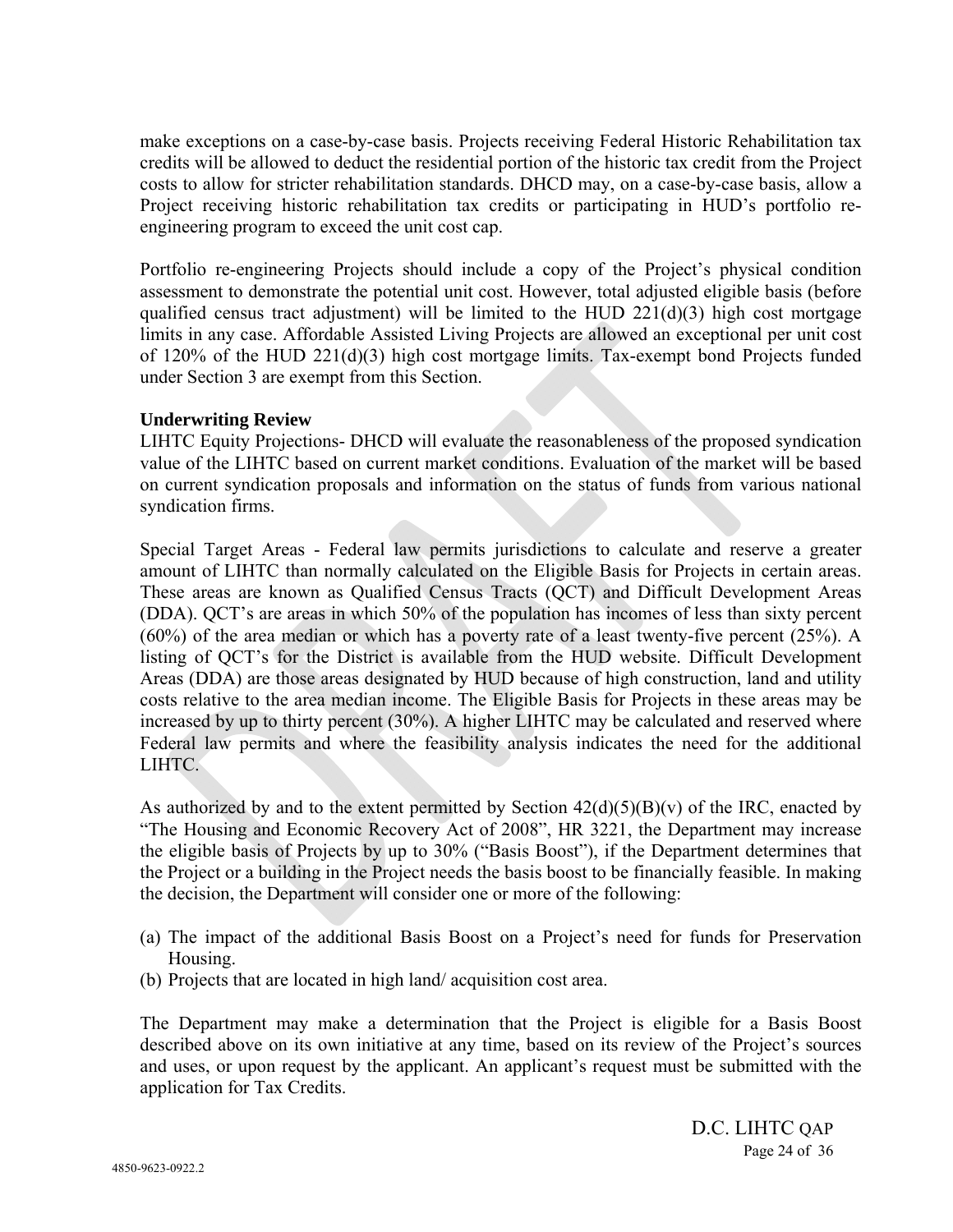make exceptions on a case-by-case basis. Projects receiving Federal Historic Rehabilitation tax credits will be allowed to deduct the residential portion of the historic tax credit from the Project costs to allow for stricter rehabilitation standards. DHCD may, on a case-by-case basis, allow a Project receiving historic rehabilitation tax credits or participating in HUD's portfolio re-engineering program to exceed the unit cost cap.

Portfolio re-engineering Projects should include a copy of the Project's physical condition assessment to demonstrate the potential unit cost. However, total adjusted eligible basis (before qualified census tract adjustment) will be limited to the HUD 221(d)(3) high cost mortgage limits in any case. Affordable Assisted Living Projects are allowed an exceptional per unit cost of 120% of the HUD 221(d)(3) high cost mortgage limits. Tax-exempt bond Projects funded under Section 3 are exempt from this Section.

**Underwriting Review**

LIHTC Equity Projections- DHCD will evaluate the reasonableness of the proposed syndication value of the LIHTC based on current market conditions. Evaluation of the market will be based on current syndication proposals and information on the status of funds from various national syndication firms.

Special Target Areas - Federal law permits jurisdictions to calculate and reserve a greater amount of LIHTC than normally calculated on the Eligible Basis for Projects in certain areas. These areas are known as Qualified Census Tracts (QCT) and Difficult Development Areas (DDA). QCT's are areas in which 50% of the population has incomes of less than sixty percent (60%) of the area median or which has a poverty rate of a least twenty-five percent (25%). A listing of QCT's for the District is available from the HUD website. Difficult Development Areas (DDA) are those areas designated by HUD because of high construction, land and utility costs relative to the area median income. The Eligible Basis for Projects in these areas may be increased by up to thirty percent (30%). A higher LIHTC may be calculated and reserved where Federal law permits and where the feasibility analysis indicates the need for the additional LIHTC.

As authorized by and to the extent permitted by Section 42(d)(5)(B)(v) of the IRC, enacted by "The Housing and Economic Recovery Act of 2008", HR 3221, the Department may increase the eligible basis of Projects by up to 30% ("Basis Boost"), if the Department determines that the Project or a building in the Project needs the basis boost to be financially feasible. In making the decision, the Department will consider one or more of the following:

(a) The impact of the additional Basis Boost on a Project's need for funds for Preservation Housing.
(b) Projects that are located in high land/ acquisition cost area.

The Department may make a determination that the Project is eligible for a Basis Boost described above on its own initiative at any time, based on its review of the Project's sources and uses, or upon request by the applicant. An applicant's request must be submitted with the application for Tax Credits.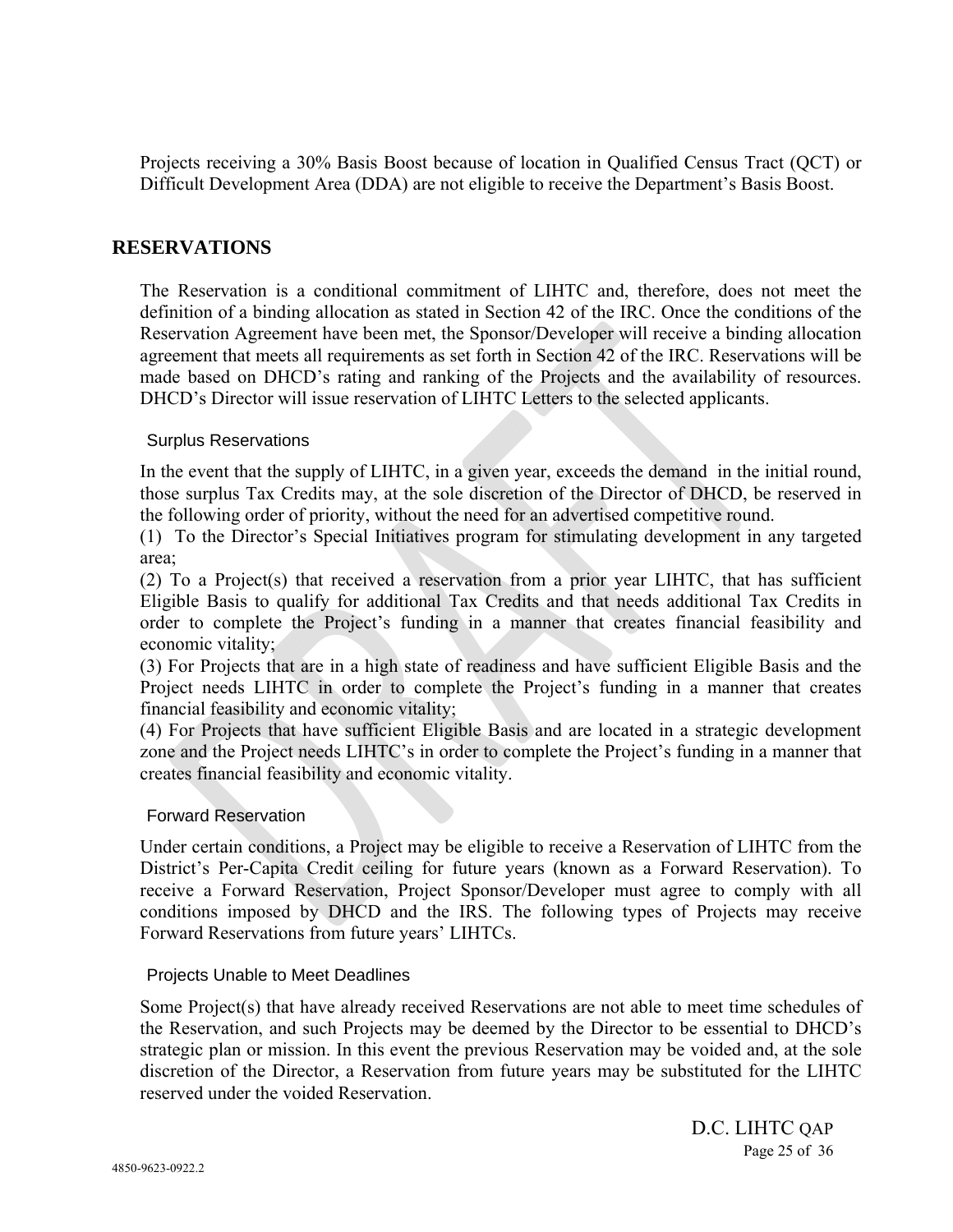Projects receiving a 30% Basis Boost because of location in Qualified Census Tract (QCT) or Difficult Development Area (DDA) are not eligible to receive the Department's Basis Boost.

## RESERVATIONS

The Reservation is a conditional commitment of LIHTC and, therefore, does not meet the definition of a binding allocation as stated in Section 42 of the IRC. Once the conditions of the Reservation Agreement have been met, the Sponsor/Developer will receive a binding allocation agreement that meets all requirements as set forth in Section 42 of the IRC. Reservations will be made based on DHCD's rating and ranking of the Projects and the availability of resources. DHCD's Director will issue reservation of LIHTC Letters to the selected applicants.

### Surplus Reservations

In the event that the supply of LIHTC, in a given year, exceeds the demand in the initial round, those surplus Tax Credits may, at the sole discretion of the Director of DHCD, be reserved in the following order of priority, without the need for an advertised competitive round.

(1) To the Director's Special Initiatives program for stimulating development in any targeted area;

(2) To a Project(s) that received a reservation from a prior year LIHTC, that has sufficient Eligible Basis to qualify for additional Tax Credits and that needs additional Tax Credits in order to complete the Project's funding in a manner that creates financial feasibility and economic vitality;

(3) For Projects that are in a high state of readiness and have sufficient Eligible Basis and the Project needs LIHTC in order to complete the Project's funding in a manner that creates financial feasibility and economic vitality;

(4) For Projects that have sufficient Eligible Basis and are located in a strategic development zone and the Project needs LIHTC's in order to complete the Project's funding in a manner that creates financial feasibility and economic vitality.

### Forward Reservation

Under certain conditions, a Project may be eligible to receive a Reservation of LIHTC from the District's Per-Capita Credit ceiling for future years (known as a Forward Reservation). To receive a Forward Reservation, Project Sponsor/Developer must agree to comply with all conditions imposed by DHCD and the IRS. The following types of Projects may receive Forward Reservations from future years' LIHTCs.

### Projects Unable to Meet Deadlines

Some Project(s) that have already received Reservations are not able to meet time schedules of the Reservation, and such Projects may be deemed by the Director to be essential to DHCD's strategic plan or mission. In this event the previous Reservation may be voided and, at the sole discretion of the Director, a Reservation from future years may be substituted for the LIHTC reserved under the voided Reservation.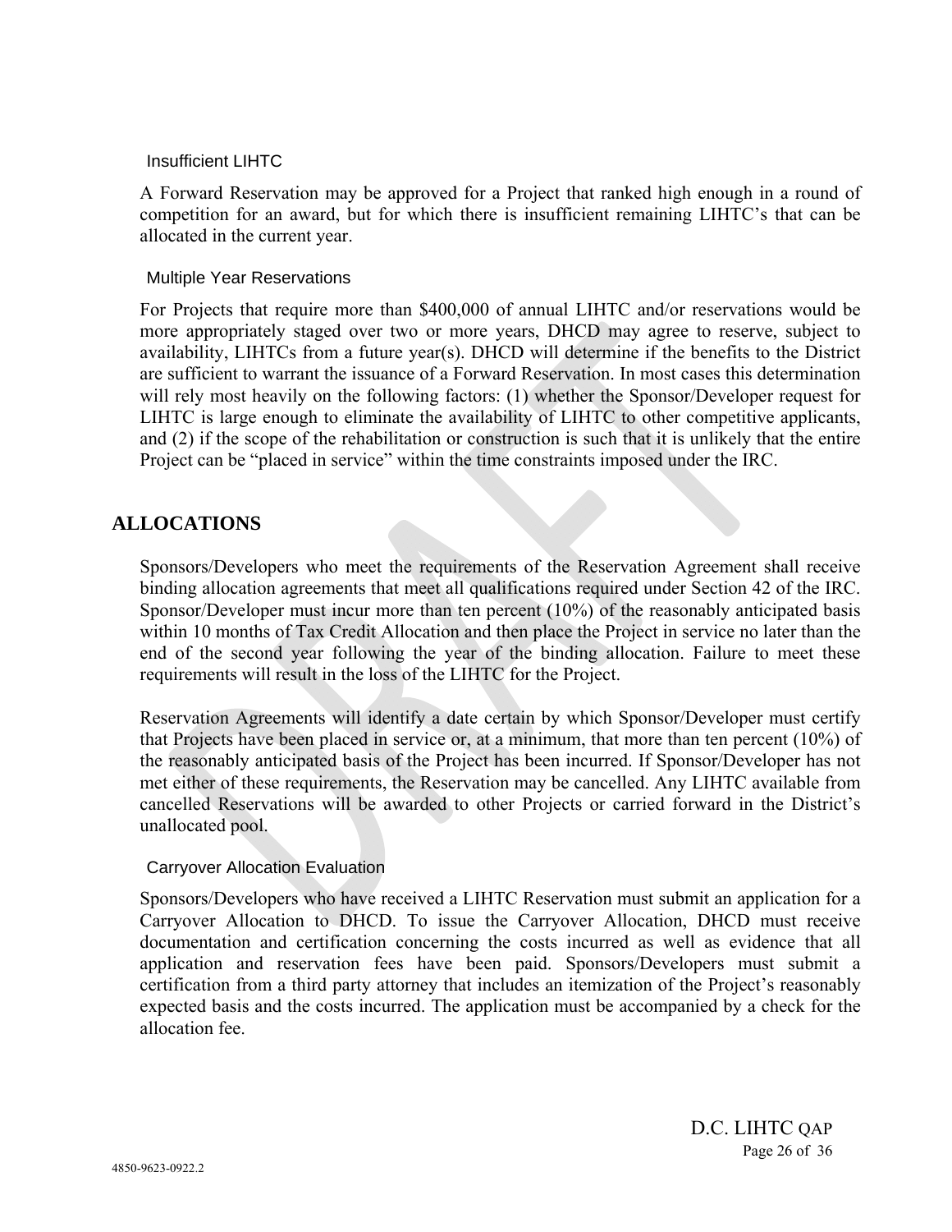### Insufficient LIHTC

A Forward Reservation may be approved for a Project that ranked high enough in a round of competition for an award, but for which there is insufficient remaining LIHTC's that can be allocated in the current year.

### Multiple Year Reservations

For Projects that require more than $400,000 of annual LIHTC and/or reservations would be more appropriately staged over two or more years, DHCD may agree to reserve, subject to availability, LIHTCs from a future year(s). DHCD will determine if the benefits to the District are sufficient to warrant the issuance of a Forward Reservation. In most cases this determination will rely most heavily on the following factors: (1) whether the Sponsor/Developer request for LIHTC is large enough to eliminate the availability of LIHTC to other competitive applicants, and (2) if the scope of the rehabilitation or construction is such that it is unlikely that the entire Project can be "placed in service" within the time constraints imposed under the IRC.

## ALLOCATIONS

Sponsors/Developers who meet the requirements of the Reservation Agreement shall receive binding allocation agreements that meet all qualifications required under Section 42 of the IRC. Sponsor/Developer must incur more than ten percent (10%) of the reasonably anticipated basis within 10 months of Tax Credit Allocation and then place the Project in service no later than the end of the second year following the year of the binding allocation. Failure to meet these requirements will result in the loss of the LIHTC for the Project.

Reservation Agreements will identify a date certain by which Sponsor/Developer must certify that Projects have been placed in service or, at a minimum, that more than ten percent (10%) of the reasonably anticipated basis of the Project has been incurred. If Sponsor/Developer has not met either of these requirements, the Reservation may be cancelled. Any LIHTC available from cancelled Reservations will be awarded to other Projects or carried forward in the District's unallocated pool.

### Carryover Allocation Evaluation

Sponsors/Developers who have received a LIHTC Reservation must submit an application for a Carryover Allocation to DHCD. To issue the Carryover Allocation, DHCD must receive documentation and certification concerning the costs incurred as well as evidence that all application and reservation fees have been paid. Sponsors/Developers must submit a certification from a third party attorney that includes an itemization of the Project's reasonably expected basis and the costs incurred. The application must be accompanied by a check for the allocation fee.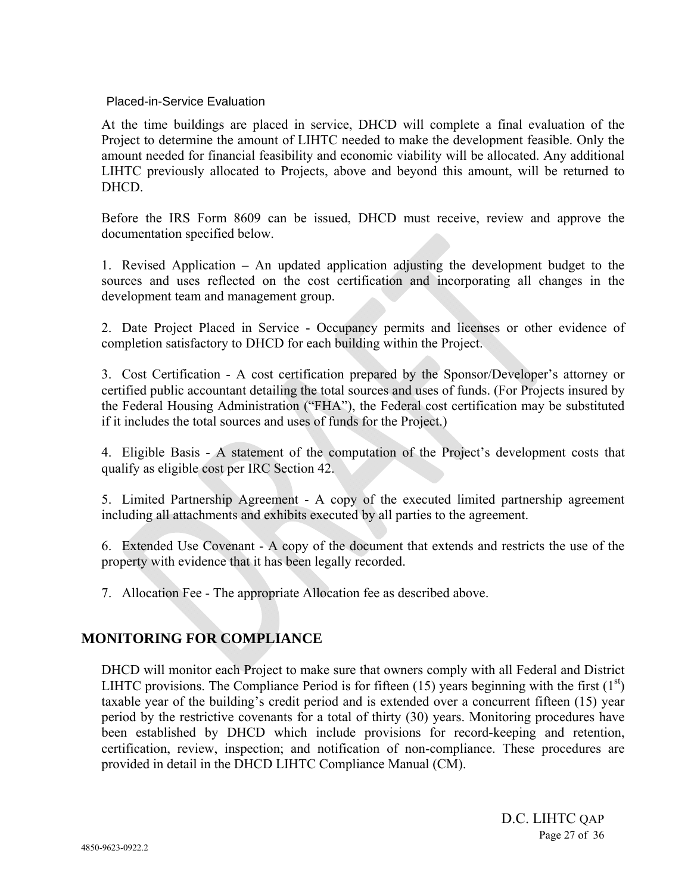### Placed-in-Service Evaluation

At the time buildings are placed in service, DHCD will complete a final evaluation of the Project to determine the amount of LIHTC needed to make the development feasible. Only the amount needed for financial feasibility and economic viability will be allocated. Any additional LIHTC previously allocated to Projects, above and beyond this amount, will be returned to DHCD.

Before the IRS Form 8609 can be issued, DHCD must receive, review and approve the documentation specified below.

1. Revised Application **–** An updated application adjusting the development budget to the sources and uses reflected on the cost certification and incorporating all changes in the development team and management group.

2. Date Project Placed in Service - Occupancy permits and licenses or other evidence of completion satisfactory to DHCD for each building within the Project.

3. Cost Certification - A cost certification prepared by the Sponsor/Developer's attorney or certified public accountant detailing the total sources and uses of funds. (For Projects insured by the Federal Housing Administration ("FHA"), the Federal cost certification may be substituted if it includes the total sources and uses of funds for the Project.)

4. Eligible Basis - A statement of the computation of the Project's development costs that qualify as eligible cost per IRC Section 42.

5. Limited Partnership Agreement - A copy of the executed limited partnership agreement including all attachments and exhibits executed by all parties to the agreement.

6. Extended Use Covenant - A copy of the document that extends and restricts the use of the property with evidence that it has been legally recorded.

7. Allocation Fee - The appropriate Allocation fee as described above.

## MONITORING FOR COMPLIANCE

DHCD will monitor each Project to make sure that owners comply with all Federal and District LIHTC provisions. The Compliance Period is for fifteen (15) years beginning with the first (1st) taxable year of the building's credit period and is extended over a concurrent fifteen (15) year period by the restrictive covenants for a total of thirty (30) years. Monitoring procedures have been established by DHCD which include provisions for record-keeping and retention, certification, review, inspection; and notification of non-compliance. These procedures are provided in detail in the DHCD LIHTC Compliance Manual (CM).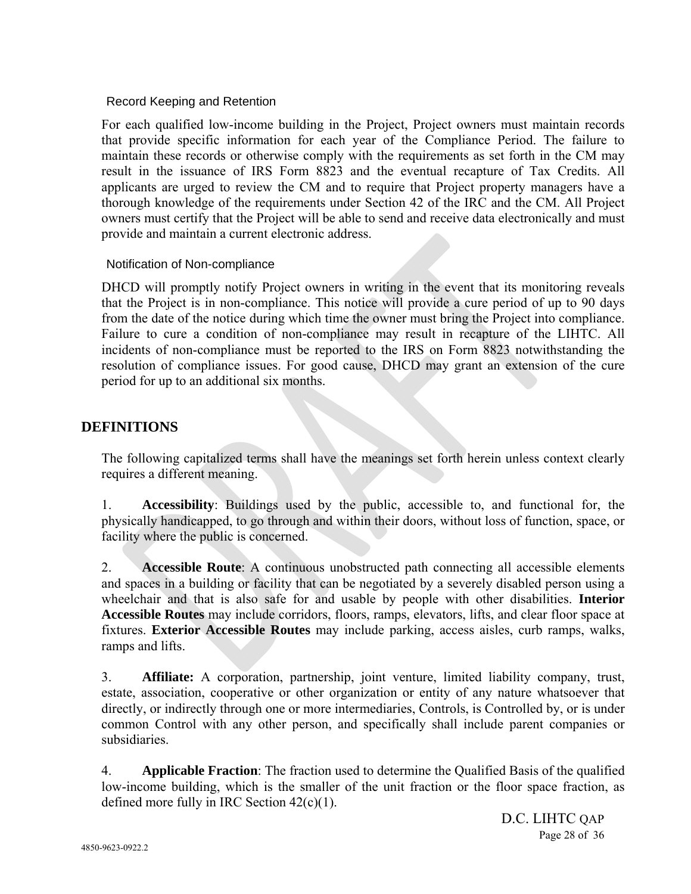### Record Keeping and Retention

For each qualified low-income building in the Project, Project owners must maintain records that provide specific information for each year of the Compliance Period. The failure to maintain these records or otherwise comply with the requirements as set forth in the CM may result in the issuance of IRS Form 8823 and the eventual recapture of Tax Credits. All applicants are urged to review the CM and to require that Project property managers have a thorough knowledge of the requirements under Section 42 of the IRC and the CM. All Project owners must certify that the Project will be able to send and receive data electronically and must provide and maintain a current electronic address.

### Notification of Non-compliance

DHCD will promptly notify Project owners in writing in the event that its monitoring reveals that the Project is in non-compliance. This notice will provide a cure period of up to 90 days from the date of the notice during which time the owner must bring the Project into compliance. Failure to cure a condition of non-compliance may result in recapture of the LIHTC. All incidents of non-compliance must be reported to the IRS on Form 8823 notwithstanding the resolution of compliance issues. For good cause, DHCD may grant an extension of the cure period for up to an additional six months.

## DEFINITIONS

The following capitalized terms shall have the meanings set forth herein unless context clearly requires a different meaning.

1. **Accessibility**: Buildings used by the public, accessible to, and functional for, the physically handicapped, to go through and within their doors, without loss of function, space, or facility where the public is concerned.

2. **Accessible Route**: A continuous unobstructed path connecting all accessible elements and spaces in a building or facility that can be negotiated by a severely disabled person using a wheelchair and that is also safe for and usable by people with other disabilities. **Interior Accessible Routes** may include corridors, floors, ramps, elevators, lifts, and clear floor space at fixtures. **Exterior Accessible Routes** may include parking, access aisles, curb ramps, walks, ramps and lifts.

3. **Affiliate:** A corporation, partnership, joint venture, limited liability company, trust, estate, association, cooperative or other organization or entity of any nature whatsoever that directly, or indirectly through one or more intermediaries, Controls, is Controlled by, or is under common Control with any other person, and specifically shall include parent companies or subsidiaries.

4. **Applicable Fraction**: The fraction used to determine the Qualified Basis of the qualified low-income building, which is the smaller of the unit fraction or the floor space fraction, as defined more fully in IRC Section 42(c)(1).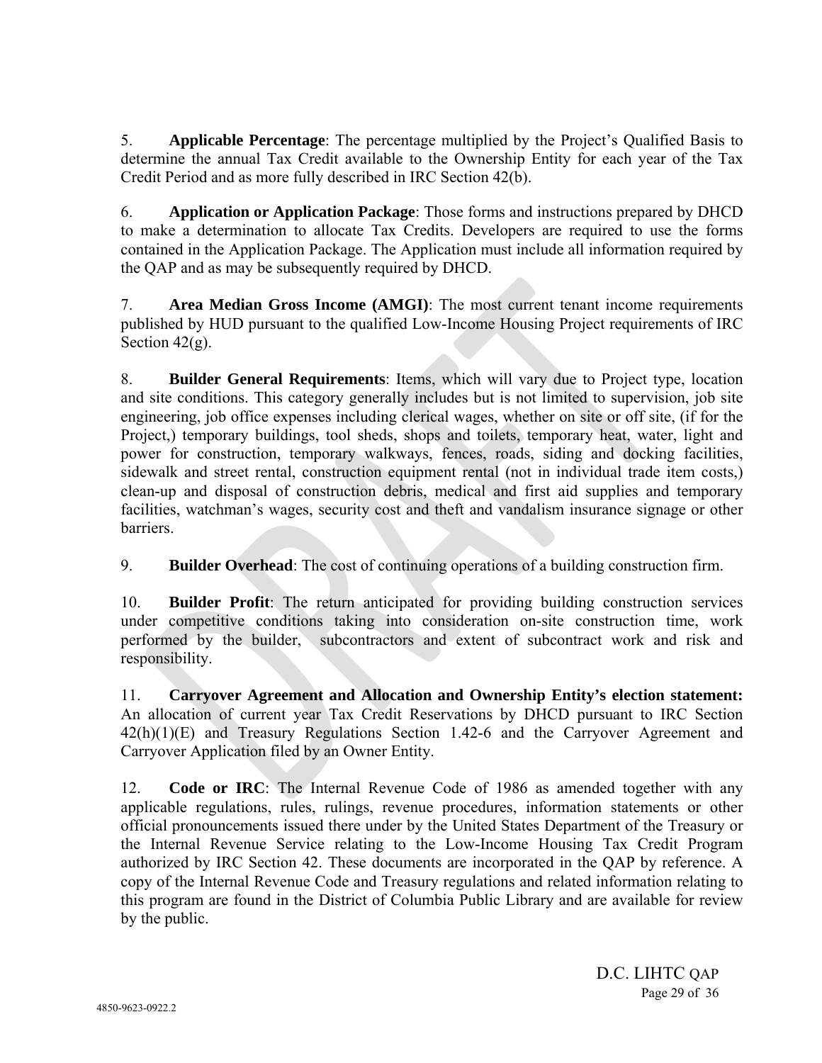5. **Applicable Percentage**: The percentage multiplied by the Project's Qualified Basis to determine the annual Tax Credit available to the Ownership Entity for each year of the Tax Credit Period and as more fully described in IRC Section 42(b).

6. **Application or Application Package**: Those forms and instructions prepared by DHCD to make a determination to allocate Tax Credits. Developers are required to use the forms contained in the Application Package. The Application must include all information required by the QAP and as may be subsequently required by DHCD.

7. **Area Median Gross Income (AMGI)**: The most current tenant income requirements published by HUD pursuant to the qualified Low-Income Housing Project requirements of IRC Section 42(g).

8. **Builder General Requirements**: Items, which will vary due to Project type, location and site conditions. This category generally includes but is not limited to supervision, job site engineering, job office expenses including clerical wages, whether on site or off site, (if for the Project,) temporary buildings, tool sheds, shops and toilets, temporary heat, water, light and power for construction, temporary walkways, fences, roads, siding and docking facilities, sidewalk and street rental, construction equipment rental (not in individual trade item costs,) clean-up and disposal of construction debris, medical and first aid supplies and temporary facilities, watchman's wages, security cost and theft and vandalism insurance signage or other barriers.

9. **Builder Overhead**: The cost of continuing operations of a building construction firm.

10. **Builder Profit**: The return anticipated for providing building construction services under competitive conditions taking into consideration on-site construction time, work performed by the builder, subcontractors and extent of subcontract work and risk and responsibility.

11. **Carryover Agreement and Allocation and Ownership Entity's election statement:** An allocation of current year Tax Credit Reservations by DHCD pursuant to IRC Section 42(h)(1)(E) and Treasury Regulations Section 1.42-6 and the Carryover Agreement and Carryover Application filed by an Owner Entity.

12. **Code or IRC**: The Internal Revenue Code of 1986 as amended together with any applicable regulations, rules, rulings, revenue procedures, information statements or other official pronouncements issued there under by the United States Department of the Treasury or the Internal Revenue Service relating to the Low-Income Housing Tax Credit Program authorized by IRC Section 42. These documents are incorporated in the QAP by reference. A copy of the Internal Revenue Code and Treasury regulations and related information relating to this program are found in the District of Columbia Public Library and are available for review by the public.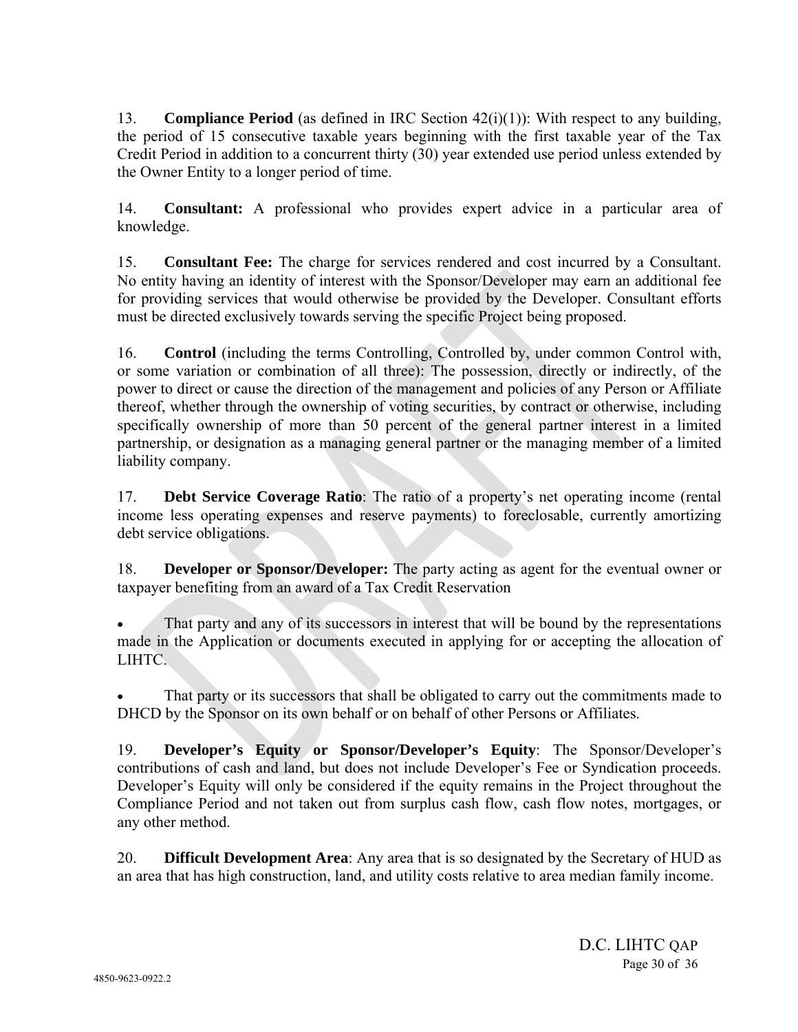13. **Compliance Period** (as defined in IRC Section 42(i)(1)): With respect to any building, the period of 15 consecutive taxable years beginning with the first taxable year of the Tax Credit Period in addition to a concurrent thirty (30) year extended use period unless extended by the Owner Entity to a longer period of time.

14. **Consultant:** A professional who provides expert advice in a particular area of knowledge.

15. **Consultant Fee:** The charge for services rendered and cost incurred by a Consultant. No entity having an identity of interest with the Sponsor/Developer may earn an additional fee for providing services that would otherwise be provided by the Developer. Consultant efforts must be directed exclusively towards serving the specific Project being proposed.

16. **Control** (including the terms Controlling, Controlled by, under common Control with, or some variation or combination of all three): The possession, directly or indirectly, of the power to direct or cause the direction of the management and policies of any Person or Affiliate thereof, whether through the ownership of voting securities, by contract or otherwise, including specifically ownership of more than 50 percent of the general partner interest in a limited partnership, or designation as a managing general partner or the managing member of a limited liability company.

17. **Debt Service Coverage Ratio**: The ratio of a property's net operating income (rental income less operating expenses and reserve payments) to foreclosable, currently amortizing debt service obligations.

18. **Developer or Sponsor/Developer:** The party acting as agent for the eventual owner or taxpayer benefiting from an award of a Tax Credit Reservation

- That party and any of its successors in interest that will be bound by the representations made in the Application or documents executed in applying for or accepting the allocation of LIHTC.

- That party or its successors that shall be obligated to carry out the commitments made to DHCD by the Sponsor on its own behalf or on behalf of other Persons or Affiliates.

19. **Developer's Equity or Sponsor/Developer's Equity**: The Sponsor/Developer's contributions of cash and land, but does not include Developer's Fee or Syndication proceeds. Developer's Equity will only be considered if the equity remains in the Project throughout the Compliance Period and not taken out from surplus cash flow, cash flow notes, mortgages, or any other method.

20. **Difficult Development Area**: Any area that is so designated by the Secretary of HUD as an area that has high construction, land, and utility costs relative to area median family income.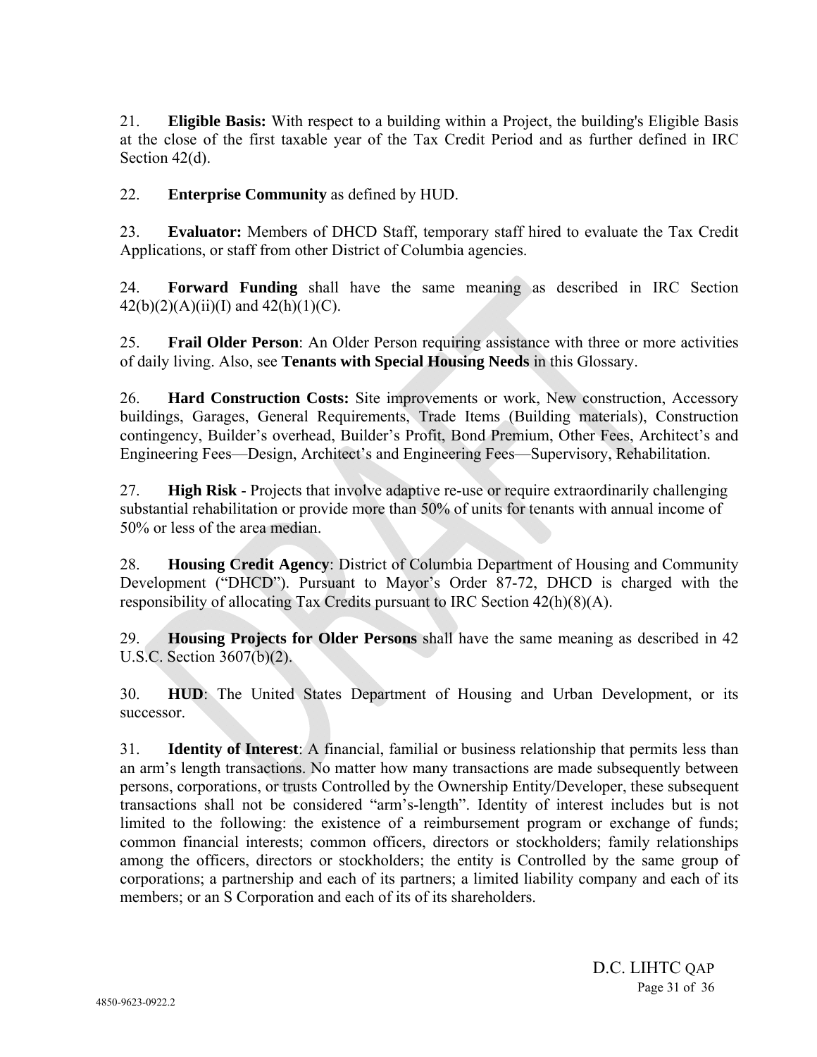21. **Eligible Basis:** With respect to a building within a Project, the building's Eligible Basis at the close of the first taxable year of the Tax Credit Period and as further defined in IRC Section 42(d).

22. **Enterprise Community** as defined by HUD.

23. **Evaluator:** Members of DHCD Staff, temporary staff hired to evaluate the Tax Credit Applications, or staff from other District of Columbia agencies.

24. **Forward Funding** shall have the same meaning as described in IRC Section 42(b)(2)(A)(ii)(I) and 42(h)(1)(C).

25. **Frail Older Person**: An Older Person requiring assistance with three or more activities of daily living. Also, see **Tenants with Special Housing Needs** in this Glossary.

26. **Hard Construction Costs:** Site improvements or work, New construction, Accessory buildings, Garages, General Requirements, Trade Items (Building materials), Construction contingency, Builder's overhead, Builder's Profit, Bond Premium, Other Fees, Architect's and Engineering Fees—Design, Architect's and Engineering Fees—Supervisory, Rehabilitation.

27. **High Risk** - Projects that involve adaptive re-use or require extraordinarily challenging substantial rehabilitation or provide more than 50% of units for tenants with annual income of 50% or less of the area median.

28. **Housing Credit Agency**: District of Columbia Department of Housing and Community Development ("DHCD"). Pursuant to Mayor's Order 87-72, DHCD is charged with the responsibility of allocating Tax Credits pursuant to IRC Section 42(h)(8)(A).

29. **Housing Projects for Older Persons** shall have the same meaning as described in 42 U.S.C. Section 3607(b)(2).

30. **HUD**: The United States Department of Housing and Urban Development, or its successor.

31. **Identity of Interest**: A financial, familial or business relationship that permits less than an arm's length transactions. No matter how many transactions are made subsequently between persons, corporations, or trusts Controlled by the Ownership Entity/Developer, these subsequent transactions shall not be considered "arm's-length". Identity of interest includes but is not limited to the following: the existence of a reimbursement program or exchange of funds; common financial interests; common officers, directors or stockholders; family relationships among the officers, directors or stockholders; the entity is Controlled by the same group of corporations; a partnership and each of its partners; a limited liability company and each of its members; or an S Corporation and each of its of its shareholders.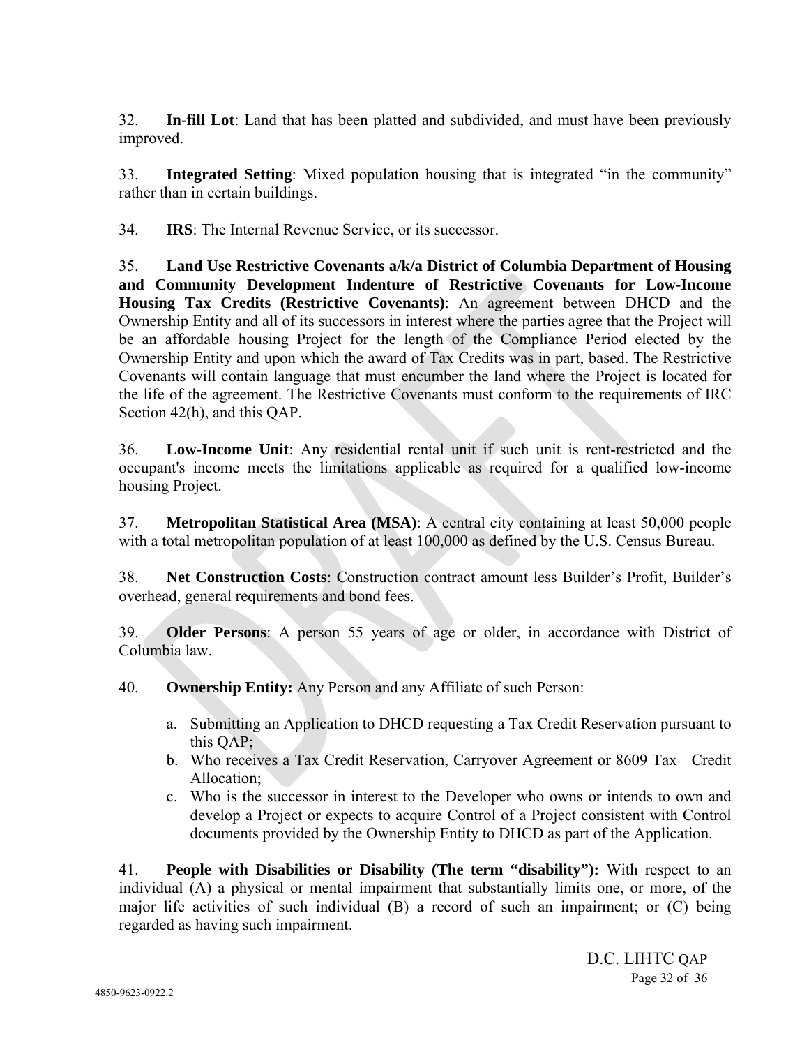32. **In-fill Lot**: Land that has been platted and subdivided, and must have been previously improved.

33. **Integrated Setting**: Mixed population housing that is integrated "in the community" rather than in certain buildings.

34. **IRS**: The Internal Revenue Service, or its successor.

35. **Land Use Restrictive Covenants a/k/a District of Columbia Department of Housing and Community Development Indenture of Restrictive Covenants for Low-Income Housing Tax Credits (Restrictive Covenants)**: An agreement between DHCD and the Ownership Entity and all of its successors in interest where the parties agree that the Project will be an affordable housing Project for the length of the Compliance Period elected by the Ownership Entity and upon which the award of Tax Credits was in part, based. The Restrictive Covenants will contain language that must encumber the land where the Project is located for the life of the agreement. The Restrictive Covenants must conform to the requirements of IRC Section 42(h), and this QAP.

36. **Low-Income Unit**: Any residential rental unit if such unit is rent-restricted and the occupant's income meets the limitations applicable as required for a qualified low-income housing Project.

37. **Metropolitan Statistical Area (MSA)**: A central city containing at least 50,000 people with a total metropolitan population of at least 100,000 as defined by the U.S. Census Bureau.

38. **Net Construction Costs**: Construction contract amount less Builder's Profit, Builder's overhead, general requirements and bond fees.

39. **Older Persons**: A person 55 years of age or older, in accordance with District of Columbia law.

40. **Ownership Entity:** Any Person and any Affiliate of such Person:

   a. Submitting an Application to DHCD requesting a Tax Credit Reservation pursuant to this QAP;
   b. Who receives a Tax Credit Reservation, Carryover Agreement or 8609 Tax Credit Allocation;
   c. Who is the successor in interest to the Developer who owns or intends to own and develop a Project or expects to acquire Control of a Project consistent with Control documents provided by the Ownership Entity to DHCD as part of the Application.

41. **People with Disabilities or Disability (The term "disability"):** With respect to an individual (A) a physical or mental impairment that substantially limits one, or more, of the major life activities of such individual (B) a record of such an impairment; or (C) being regarded as having such impairment.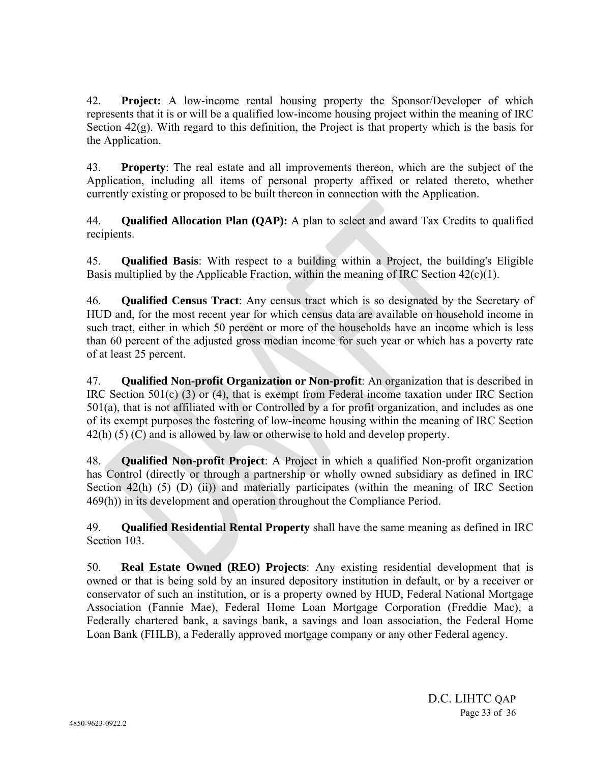42. **Project:** A low-income rental housing property the Sponsor/Developer of which represents that it is or will be a qualified low-income housing project within the meaning of IRC Section 42(g). With regard to this definition, the Project is that property which is the basis for the Application.

43. **Property**: The real estate and all improvements thereon, which are the subject of the Application, including all items of personal property affixed or related thereto, whether currently existing or proposed to be built thereon in connection with the Application.

44. **Qualified Allocation Plan (QAP):** A plan to select and award Tax Credits to qualified recipients.

45. **Qualified Basis**: With respect to a building within a Project, the building's Eligible Basis multiplied by the Applicable Fraction, within the meaning of IRC Section 42(c)(1).

46. **Qualified Census Tract**: Any census tract which is so designated by the Secretary of HUD and, for the most recent year for which census data are available on household income in such tract, either in which 50 percent or more of the households have an income which is less than 60 percent of the adjusted gross median income for such year or which has a poverty rate of at least 25 percent.

47. **Qualified Non-profit Organization or Non-profit**: An organization that is described in IRC Section 501(c) (3) or (4), that is exempt from Federal income taxation under IRC Section 501(a), that is not affiliated with or Controlled by a for profit organization, and includes as one of its exempt purposes the fostering of low-income housing within the meaning of IRC Section 42(h) (5) (C) and is allowed by law or otherwise to hold and develop property.

48. **Qualified Non-profit Project**: A Project in which a qualified Non-profit organization has Control (directly or through a partnership or wholly owned subsidiary as defined in IRC Section 42(h) (5) (D) (ii)) and materially participates (within the meaning of IRC Section 469(h)) in its development and operation throughout the Compliance Period.

49. **Qualified Residential Rental Property** shall have the same meaning as defined in IRC Section 103.

50. **Real Estate Owned (REO) Projects**: Any existing residential development that is owned or that is being sold by an insured depository institution in default, or by a receiver or conservator of such an institution, or is a property owned by HUD, Federal National Mortgage Association (Fannie Mae), Federal Home Loan Mortgage Corporation (Freddie Mac), a Federally chartered bank, a savings bank, a savings and loan association, the Federal Home Loan Bank (FHLB), a Federally approved mortgage company or any other Federal agency.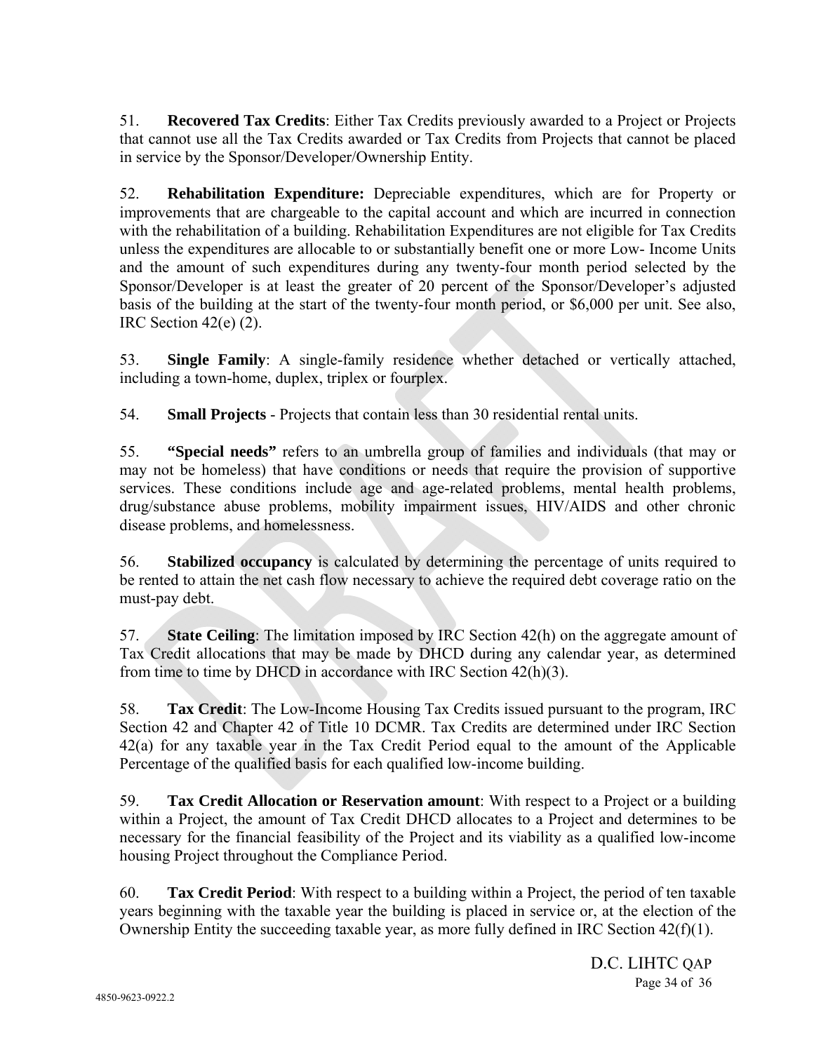51. **Recovered Tax Credits**: Either Tax Credits previously awarded to a Project or Projects that cannot use all the Tax Credits awarded or Tax Credits from Projects that cannot be placed in service by the Sponsor/Developer/Ownership Entity.

52. **Rehabilitation Expenditure:** Depreciable expenditures, which are for Property or improvements that are chargeable to the capital account and which are incurred in connection with the rehabilitation of a building. Rehabilitation Expenditures are not eligible for Tax Credits unless the expenditures are allocable to or substantially benefit one or more Low- Income Units and the amount of such expenditures during any twenty-four month period selected by the Sponsor/Developer is at least the greater of 20 percent of the Sponsor/Developer's adjusted basis of the building at the start of the twenty-four month period, or $6,000 per unit. See also, IRC Section 42(e) (2).

53. **Single Family**: A single-family residence whether detached or vertically attached, including a town-home, duplex, triplex or fourplex.

54. **Small Projects** - Projects that contain less than 30 residential rental units.

55. **"Special needs"** refers to an umbrella group of families and individuals (that may or may not be homeless) that have conditions or needs that require the provision of supportive services. These conditions include age and age-related problems, mental health problems, drug/substance abuse problems, mobility impairment issues, HIV/AIDS and other chronic disease problems, and homelessness.

56. **Stabilized occupancy** is calculated by determining the percentage of units required to be rented to attain the net cash flow necessary to achieve the required debt coverage ratio on the must-pay debt.

57. **State Ceiling**: The limitation imposed by IRC Section 42(h) on the aggregate amount of Tax Credit allocations that may be made by DHCD during any calendar year, as determined from time to time by DHCD in accordance with IRC Section 42(h)(3).

58. **Tax Credit**: The Low-Income Housing Tax Credits issued pursuant to the program, IRC Section 42 and Chapter 42 of Title 10 DCMR. Tax Credits are determined under IRC Section 42(a) for any taxable year in the Tax Credit Period equal to the amount of the Applicable Percentage of the qualified basis for each qualified low-income building.

59. **Tax Credit Allocation or Reservation amount**: With respect to a Project or a building within a Project, the amount of Tax Credit DHCD allocates to a Project and determines to be necessary for the financial feasibility of the Project and its viability as a qualified low-income housing Project throughout the Compliance Period.

60. **Tax Credit Period**: With respect to a building within a Project, the period of ten taxable years beginning with the taxable year the building is placed in service or, at the election of the Ownership Entity the succeeding taxable year, as more fully defined in IRC Section 42(f)(1).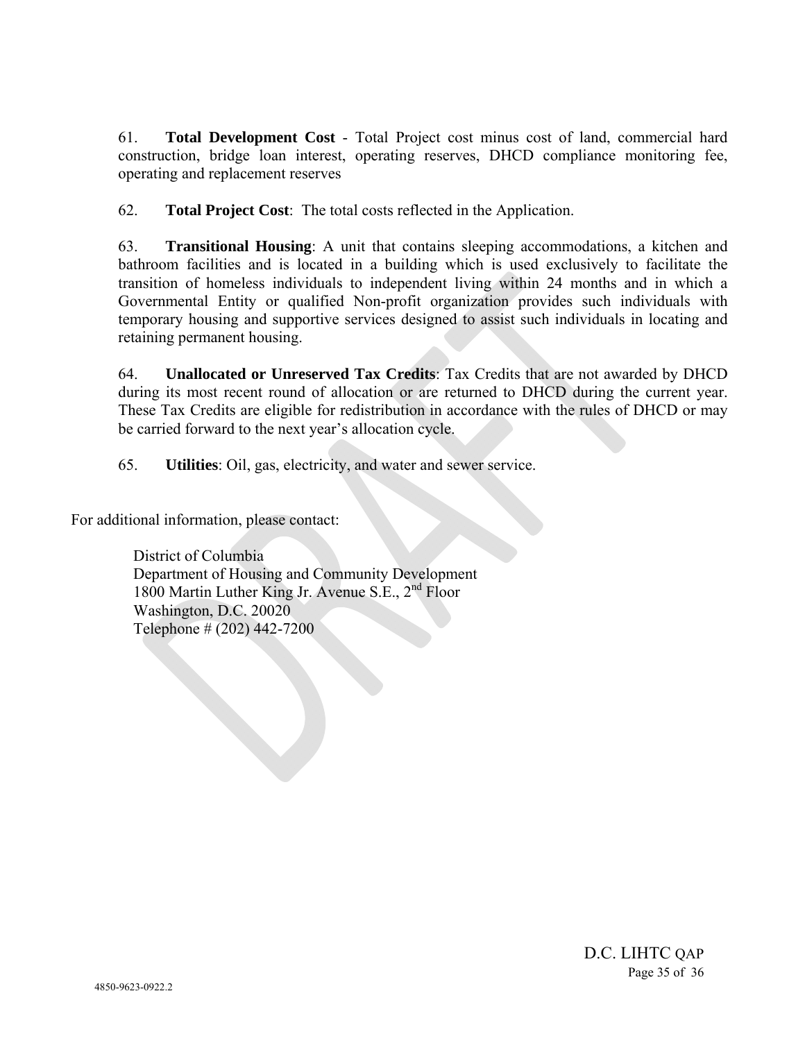61. **Total Development Cost** - Total Project cost minus cost of land, commercial hard construction, bridge loan interest, operating reserves, DHCD compliance monitoring fee, operating and replacement reserves

62. **Total Project Cost**: The total costs reflected in the Application.

63. **Transitional Housing**: A unit that contains sleeping accommodations, a kitchen and bathroom facilities and is located in a building which is used exclusively to facilitate the transition of homeless individuals to independent living within 24 months and in which a Governmental Entity or qualified Non-profit organization provides such individuals with temporary housing and supportive services designed to assist such individuals in locating and retaining permanent housing.

64. **Unallocated or Unreserved Tax Credits**: Tax Credits that are not awarded by DHCD during its most recent round of allocation or are returned to DHCD during the current year. These Tax Credits are eligible for redistribution in accordance with the rules of DHCD or may be carried forward to the next year's allocation cycle.

65. **Utilities**: Oil, gas, electricity, and water and sewer service.

For additional information, please contact:

District of Columbia
Department of Housing and Community Development
1800 Martin Luther King Jr. Avenue S.E., 2nd Floor
Washington, D.C. 20020
Telephone # (202) 442-7200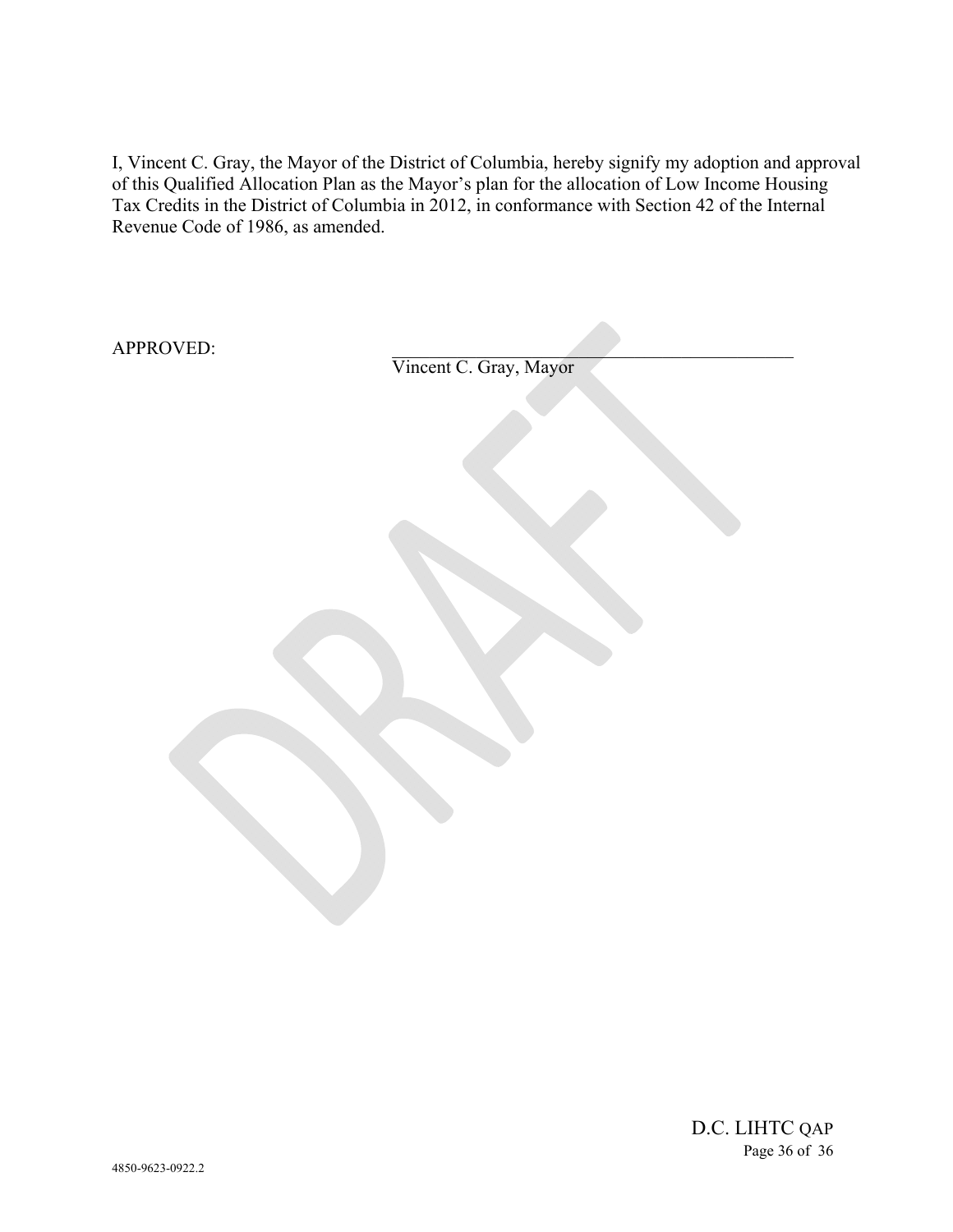I, Vincent C. Gray, the Mayor of the District of Columbia, hereby signify my adoption and approval of this Qualified Allocation Plan as the Mayor's plan for the allocation of Low Income Housing Tax Credits in the District of Columbia in 2012, in conformance with Section 42 of the Internal Revenue Code of 1986, as amended.

APPROVED: \_\_\_\_\_\_\_\_\_\_\_\_\_\_\_\_\_\_\_\_\_\_\_\_\_\_\_\_\_\_\_\_\_\_\_\_\_\_\_\_\_\_\_\_

Vincent C. Gray, Mayor

DRAFT

4850-9623-0922.2